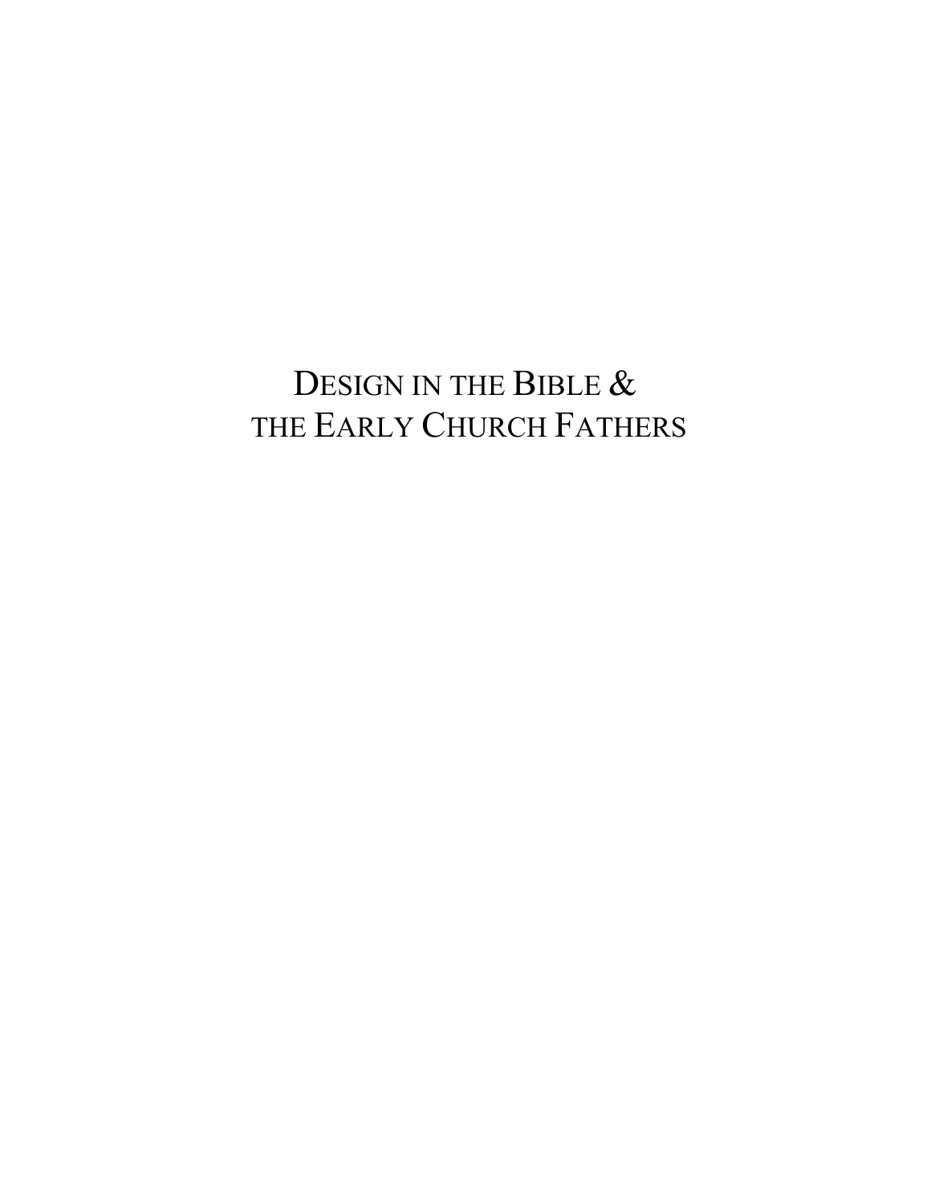# DESIGN IN THE BIBLE & THE EARLY CHURCH FATHERS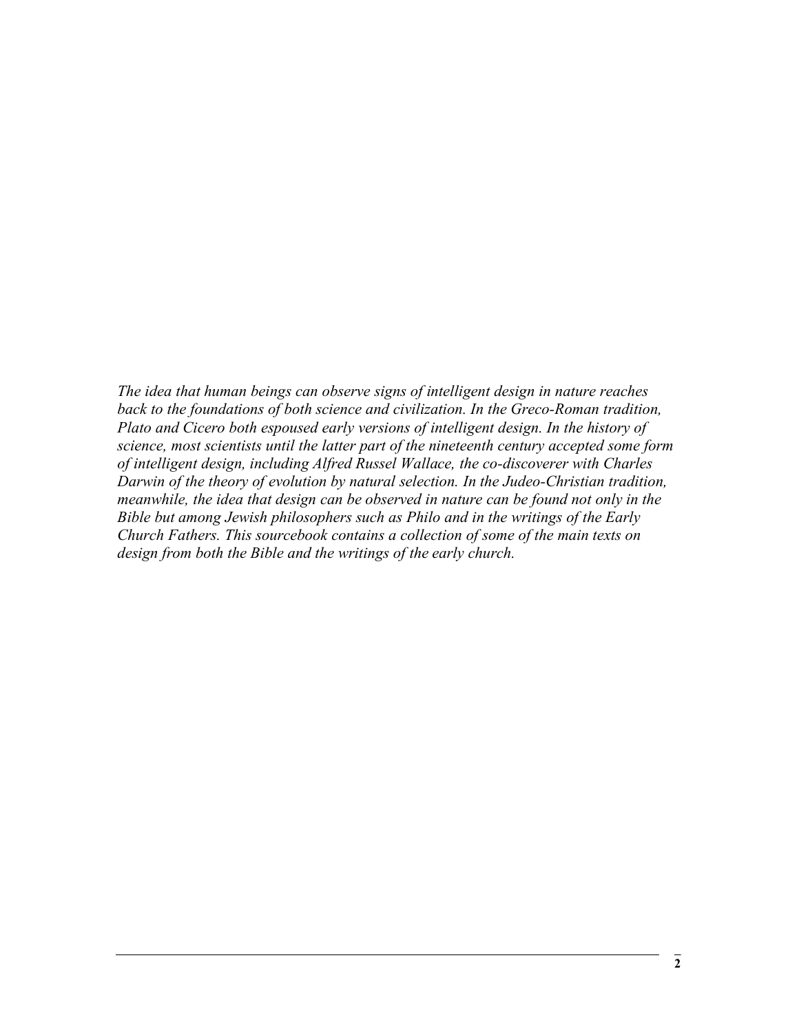*The idea that human beings can observe signs of intelligent design in nature reaches back to the foundations of both science and civilization. In the Greco-Roman tradition, Plato and Cicero both espoused early versions of intelligent design. In the history of science, most scientists until the latter part of the nineteenth century accepted some form of intelligent design, including Alfred Russel Wallace, the co-discoverer with Charles Darwin of the theory of evolution by natural selection. In the Judeo-Christian tradition, meanwhile, the idea that design can be observed in nature can be found not only in the Bible but among Jewish philosophers such as Philo and in the writings of the Early Church Fathers. This sourcebook contains a collection of some of the main texts on design from both the Bible and the writings of the early church.*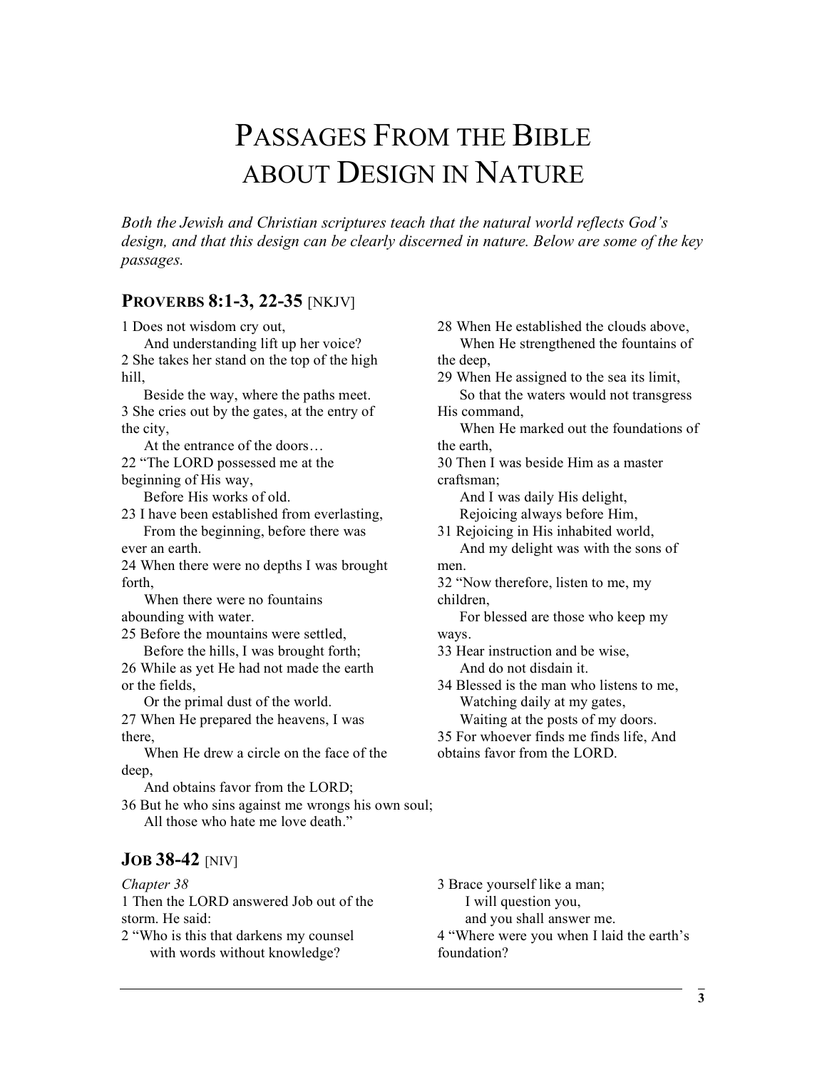# PASSAGES FROM THE BIBLE ABOUT DESIGN IN NATURE

*Both the Jewish and Christian scriptures teach that the natural world reflects God's design, and that this design can be clearly discerned in nature. Below are some of the key passages.*

## PROVERBS 8:1-3, 22-35 [NKJV]

1 Does not wisdom cry out,
And understanding lift up her voice?
2 She takes her stand on the top of the high hill,
Beside the way, where the paths meet.
3 She cries out by the gates, at the entry of the city,
At the entrance of the doors…
22 "The LORD possessed me at the beginning of His way,
Before His works of old.
23 I have been established from everlasting,
From the beginning, before there was ever an earth.
24 When there were no depths I was brought forth,
When there were no fountains abounding with water.
25 Before the mountains were settled,
Before the hills, I was brought forth;
26 While as yet He had not made the earth or the fields,
Or the primal dust of the world.
27 When He prepared the heavens, I was there,
When He drew a circle on the face of the deep,
And obtains favor from the LORD;
36 But he who sins against me wrongs his own soul;
All those who hate me love death."
28 When He established the clouds above,
When He strengthened the fountains of the deep,
29 When He assigned to the sea its limit,
So that the waters would not transgress His command,
When He marked out the foundations of the earth,
30 Then I was beside Him as a master craftsman;
And I was daily His delight,
Rejoicing always before Him,
31 Rejoicing in His inhabited world,
And my delight was with the sons of men.
32 "Now therefore, listen to me, my children,
For blessed are those who keep my ways.
33 Hear instruction and be wise,
And do not disdain it.
34 Blessed is the man who listens to me,
Watching daily at my gates,
Waiting at the posts of my doors.
35 For whoever finds me finds life, And obtains favor from the LORD.

## JOB 38-42 [NIV]

*Chapter 38*

1 Then the LORD answered Job out of the storm. He said:
2 "Who is this that darkens my counsel
with words without knowledge?
3 Brace yourself like a man;
I will question you,
and you shall answer me.
4 "Where were you when I laid the earth's foundation?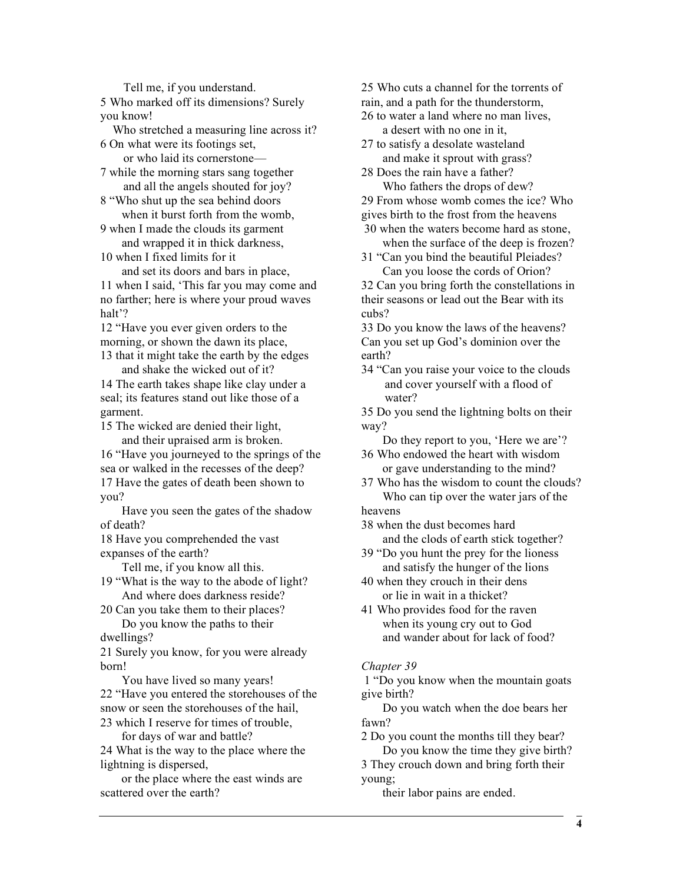Tell me, if you understand.

5 Who marked off its dimensions? Surely you know!

Who stretched a measuring line across it?

6 On what were its footings set,
or who laid its cornerstone—

7 while the morning stars sang together
and all the angels shouted for joy?

8 "Who shut up the sea behind doors
when it burst forth from the womb,

9 when I made the clouds its garment
and wrapped it in thick darkness,

10 when I fixed limits for it
and set its doors and bars in place,

11 when I said, 'This far you may come and no farther; here is where your proud waves halt'?

12 "Have you ever given orders to the morning, or shown the dawn its place,

13 that it might take the earth by the edges
and shake the wicked out of it?

14 The earth takes shape like clay under a seal; its features stand out like those of a garment.

15 The wicked are denied their light,
and their upraised arm is broken.

16 "Have you journeyed to the springs of the sea or walked in the recesses of the deep?

17 Have the gates of death been shown to you?

Have you seen the gates of the shadow of death?

18 Have you comprehended the vast expanses of the earth?

Tell me, if you know all this.

19 "What is the way to the abode of light?
And where does darkness reside?

20 Can you take them to their places?
Do you know the paths to their dwellings?

21 Surely you know, for you were already born!

You have lived so many years!

22 "Have you entered the storehouses of the snow or seen the storehouses of the hail,

23 which I reserve for times of trouble,
for days of war and battle?

24 What is the way to the place where the lightning is dispersed,

or the place where the east winds are scattered over the earth?

25 Who cuts a channel for the torrents of rain, and a path for the thunderstorm,

26 to water a land where no man lives,
a desert with no one in it,

27 to satisfy a desolate wasteland
and make it sprout with grass?

28 Does the rain have a father?
Who fathers the drops of dew?

29 From whose womb comes the ice? Who gives birth to the frost from the heavens

30 when the waters become hard as stone,
when the surface of the deep is frozen?

31 "Can you bind the beautiful Pleiades?
Can you loose the cords of Orion?

32 Can you bring forth the constellations in their seasons or lead out the Bear with its cubs?

33 Do you know the laws of the heavens? Can you set up God's dominion over the earth?

34 "Can you raise your voice to the clouds
and cover yourself with a flood of water?

35 Do you send the lightning bolts on their way?

Do they report to you, 'Here we are'?

36 Who endowed the heart with wisdom
or gave understanding to the mind?

37 Who has the wisdom to count the clouds?
Who can tip over the water jars of the heavens

38 when the dust becomes hard
and the clods of earth stick together?

39 "Do you hunt the prey for the lioness
and satisfy the hunger of the lions

40 when they crouch in their dens
or lie in wait in a thicket?

41 Who provides food for the raven
when its young cry out to God
and wander about for lack of food?

*Chapter 39*

1 "Do you know when the mountain goats give birth?

Do you watch when the doe bears her fawn?

2 Do you count the months till they bear?
Do you know the time they give birth?

3 They crouch down and bring forth their young;

their labor pains are ended.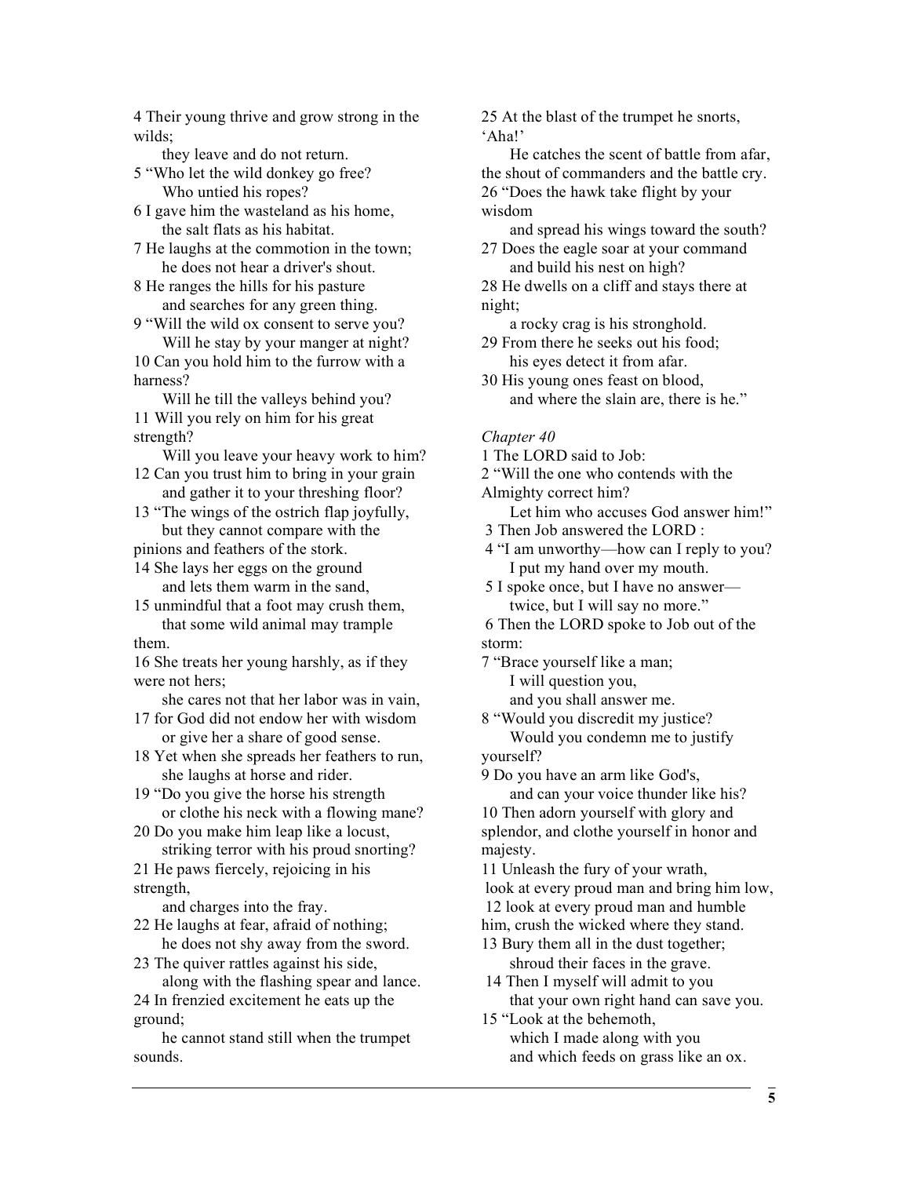4 Their young thrive and grow strong in the wilds;
they leave and do not return.
5 "Who let the wild donkey go free?
Who untied his ropes?
6 I gave him the wasteland as his home,
the salt flats as his habitat.
7 He laughs at the commotion in the town;
he does not hear a driver's shout.
8 He ranges the hills for his pasture
and searches for any green thing.
9 "Will the wild ox consent to serve you?
Will he stay by your manger at night?
10 Can you hold him to the furrow with a harness?
Will he till the valleys behind you?
11 Will you rely on him for his great strength?
Will you leave your heavy work to him?
12 Can you trust him to bring in your grain
and gather it to your threshing floor?
13 "The wings of the ostrich flap joyfully,
but they cannot compare with the pinions and feathers of the stork.
14 She lays her eggs on the ground
and lets them warm in the sand,
15 unmindful that a foot may crush them,
that some wild animal may trample them.
16 She treats her young harshly, as if they were not hers;
she cares not that her labor was in vain,
17 for God did not endow her with wisdom
or give her a share of good sense.
18 Yet when she spreads her feathers to run,
she laughs at horse and rider.
19 "Do you give the horse his strength
or clothe his neck with a flowing mane?
20 Do you make him leap like a locust,
striking terror with his proud snorting?
21 He paws fiercely, rejoicing in his strength,
and charges into the fray.
22 He laughs at fear, afraid of nothing;
he does not shy away from the sword.
23 The quiver rattles against his side,
along with the flashing spear and lance.
24 In frenzied excitement he eats up the ground;
he cannot stand still when the trumpet sounds.
25 At the blast of the trumpet he snorts, 'Aha!'
He catches the scent of battle from afar,
the shout of commanders and the battle cry.
26 "Does the hawk take flight by your wisdom
and spread his wings toward the south?
27 Does the eagle soar at your command
and build his nest on high?
28 He dwells on a cliff and stays there at night;
a rocky crag is his stronghold.
29 From there he seeks out his food;
his eyes detect it from afar.
30 His young ones feast on blood,
and where the slain are, there is he."

*Chapter 40*

1 The LORD said to Job:
2 "Will the one who contends with the Almighty correct him?
Let him who accuses God answer him!"
3 Then Job answered the LORD :
4 "I am unworthy—how can I reply to you?
I put my hand over my mouth.
5 I spoke once, but I have no answer—
twice, but I will say no more."
6 Then the LORD spoke to Job out of the storm:
7 "Brace yourself like a man;
I will question you,
and you shall answer me.
8 "Would you discredit my justice?
Would you condemn me to justify yourself?
9 Do you have an arm like God's,
and can your voice thunder like his?
10 Then adorn yourself with glory and splendor, and clothe yourself in honor and majesty.
11 Unleash the fury of your wrath,
look at every proud man and bring him low,
12 look at every proud man and humble him, crush the wicked where they stand.
13 Bury them all in the dust together;
shroud their faces in the grave.
14 Then I myself will admit to you
that your own right hand can save you.
15 "Look at the behemoth,
which I made along with you
and which feeds on grass like an ox.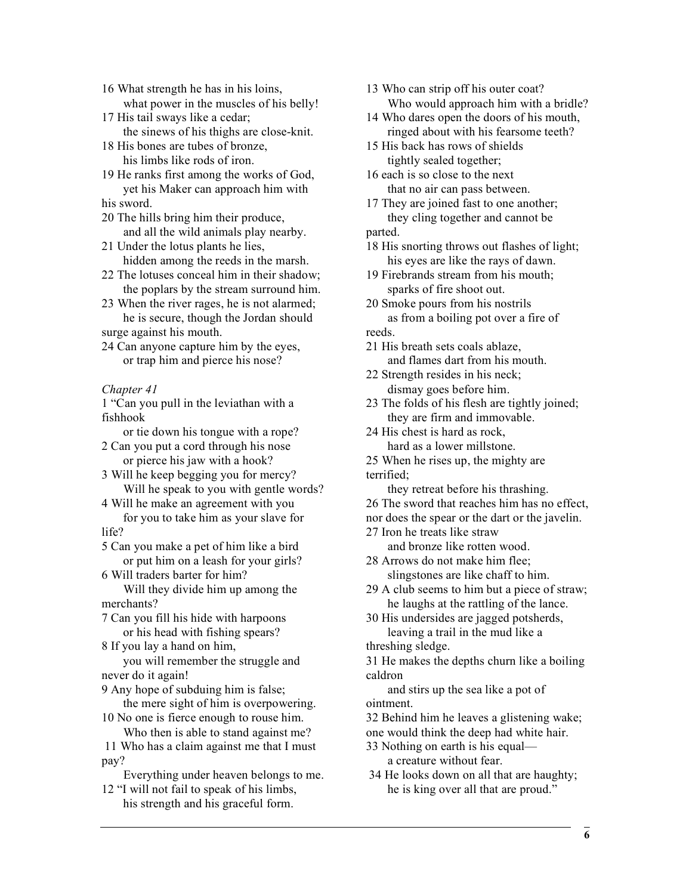16 What strength he has in his loins,
 what power in the muscles of his belly!
17 His tail sways like a cedar;
 the sinews of his thighs are close-knit.
18 His bones are tubes of bronze,
 his limbs like rods of iron.
19 He ranks first among the works of God,
 yet his Maker can approach him with his sword.
20 The hills bring him their produce,
 and all the wild animals play nearby.
21 Under the lotus plants he lies,
 hidden among the reeds in the marsh.
22 The lotuses conceal him in their shadow;
 the poplars by the stream surround him.
23 When the river rages, he is not alarmed;
 he is secure, though the Jordan should surge against his mouth.
24 Can anyone capture him by the eyes,
 or trap him and pierce his nose?

*Chapter 41*

1 "Can you pull in the leviathan with a fishhook
 or tie down his tongue with a rope?
2 Can you put a cord through his nose
 or pierce his jaw with a hook?
3 Will he keep begging you for mercy?
 Will he speak to you with gentle words?
4 Will he make an agreement with you
 for you to take him as your slave for life?
5 Can you make a pet of him like a bird
 or put him on a leash for your girls?
6 Will traders barter for him?
 Will they divide him up among the merchants?
7 Can you fill his hide with harpoons
 or his head with fishing spears?
8 If you lay a hand on him,
 you will remember the struggle and never do it again!
9 Any hope of subduing him is false;
 the mere sight of him is overpowering.
10 No one is fierce enough to rouse him.
 Who then is able to stand against me?
11 Who has a claim against me that I must pay?
 Everything under heaven belongs to me.
12 "I will not fail to speak of his limbs,
 his strength and his graceful form.
13 Who can strip off his outer coat?
 Who would approach him with a bridle?
14 Who dares open the doors of his mouth,
 ringed about with his fearsome teeth?
15 His back has rows of shields
 tightly sealed together;
16 each is so close to the next
 that no air can pass between.
17 They are joined fast to one another;
 they cling together and cannot be parted.
18 His snorting throws out flashes of light;
 his eyes are like the rays of dawn.
19 Firebrands stream from his mouth;
 sparks of fire shoot out.
20 Smoke pours from his nostrils
 as from a boiling pot over a fire of reeds.
21 His breath sets coals ablaze,
 and flames dart from his mouth.
22 Strength resides in his neck;
 dismay goes before him.
23 The folds of his flesh are tightly joined;
 they are firm and immovable.
24 His chest is hard as rock,
 hard as a lower millstone.
25 When he rises up, the mighty are terrified;
 they retreat before his thrashing.
26 The sword that reaches him has no effect,
nor does the spear or the dart or the javelin.
27 Iron he treats like straw
 and bronze like rotten wood.
28 Arrows do not make him flee;
 slingstones are like chaff to him.
29 A club seems to him but a piece of straw;
 he laughs at the rattling of the lance.
30 His undersides are jagged potsherds,
 leaving a trail in the mud like a threshing sledge.
31 He makes the depths churn like a boiling caldron
 and stirs up the sea like a pot of ointment.
32 Behind him he leaves a glistening wake;
one would think the deep had white hair.
33 Nothing on earth is his equal—
 a creature without fear.
34 He looks down on all that are haughty;
 he is king over all that are proud."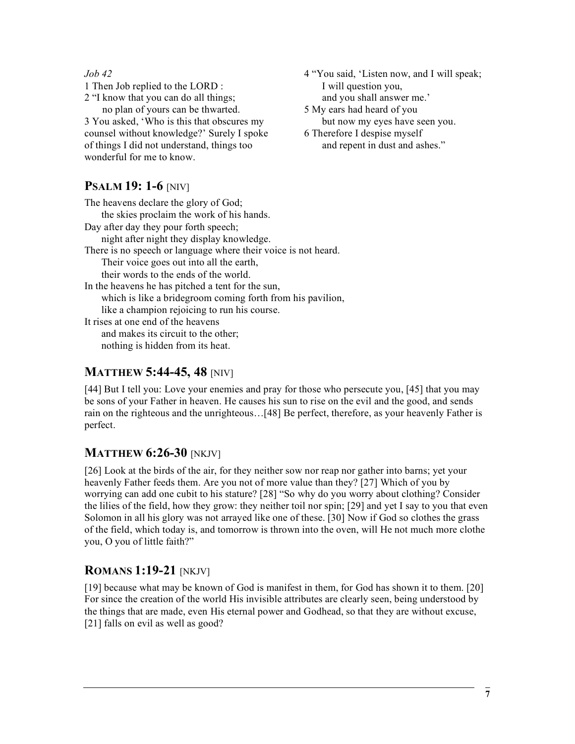*Job 42*

1 Then Job replied to the LORD :

2 “I know that you can do all things;
    no plan of yours can be thwarted.

3 You asked, ‘Who is this that obscures my counsel without knowledge?’ Surely I spoke of things I did not understand, things too wonderful for me to know.

4 “You said, ‘Listen now, and I will speak;
    I will question you,
    and you shall answer me.’

5 My ears had heard of you
    but now my eyes have seen you.

6 Therefore I despise myself
    and repent in dust and ashes.”

## PSALM 19: 1-6 [NIV]

The heavens declare the glory of God;
    the skies proclaim the work of his hands.
Day after day they pour forth speech;
    night after night they display knowledge.
There is no speech or language where their voice is not heard.
    Their voice goes out into all the earth,
    their words to the ends of the world.
In the heavens he has pitched a tent for the sun,
    which is like a bridegroom coming forth from his pavilion,
    like a champion rejoicing to run his course.
It rises at one end of the heavens
    and makes its circuit to the other;
    nothing is hidden from its heat.

## MATTHEW 5:44-45, 48 [NIV]

[44] But I tell you: Love your enemies and pray for those who persecute you, [45] that you may be sons of your Father in heaven. He causes his sun to rise on the evil and the good, and sends rain on the righteous and the unrighteous…[48] Be perfect, therefore, as your heavenly Father is perfect.

## MATTHEW 6:26-30 [NKJV]

[26] Look at the birds of the air, for they neither sow nor reap nor gather into barns; yet your heavenly Father feeds them. Are you not of more value than they? [27] Which of you by worrying can add one cubit to his stature? [28] “So why do you worry about clothing? Consider the lilies of the field, how they grow: they neither toil nor spin; [29] and yet I say to you that even Solomon in all his glory was not arrayed like one of these. [30] Now if God so clothes the grass of the field, which today is, and tomorrow is thrown into the oven, will He not much more clothe you, O you of little faith?”

## ROMANS 1:19-21 [NKJV]

[19] because what may be known of God is manifest in them, for God has shown it to them. [20] For since the creation of the world His invisible attributes are clearly seen, being understood by the things that are made, even His eternal power and Godhead, so that they are without excuse, [21] falls on evil as well as good?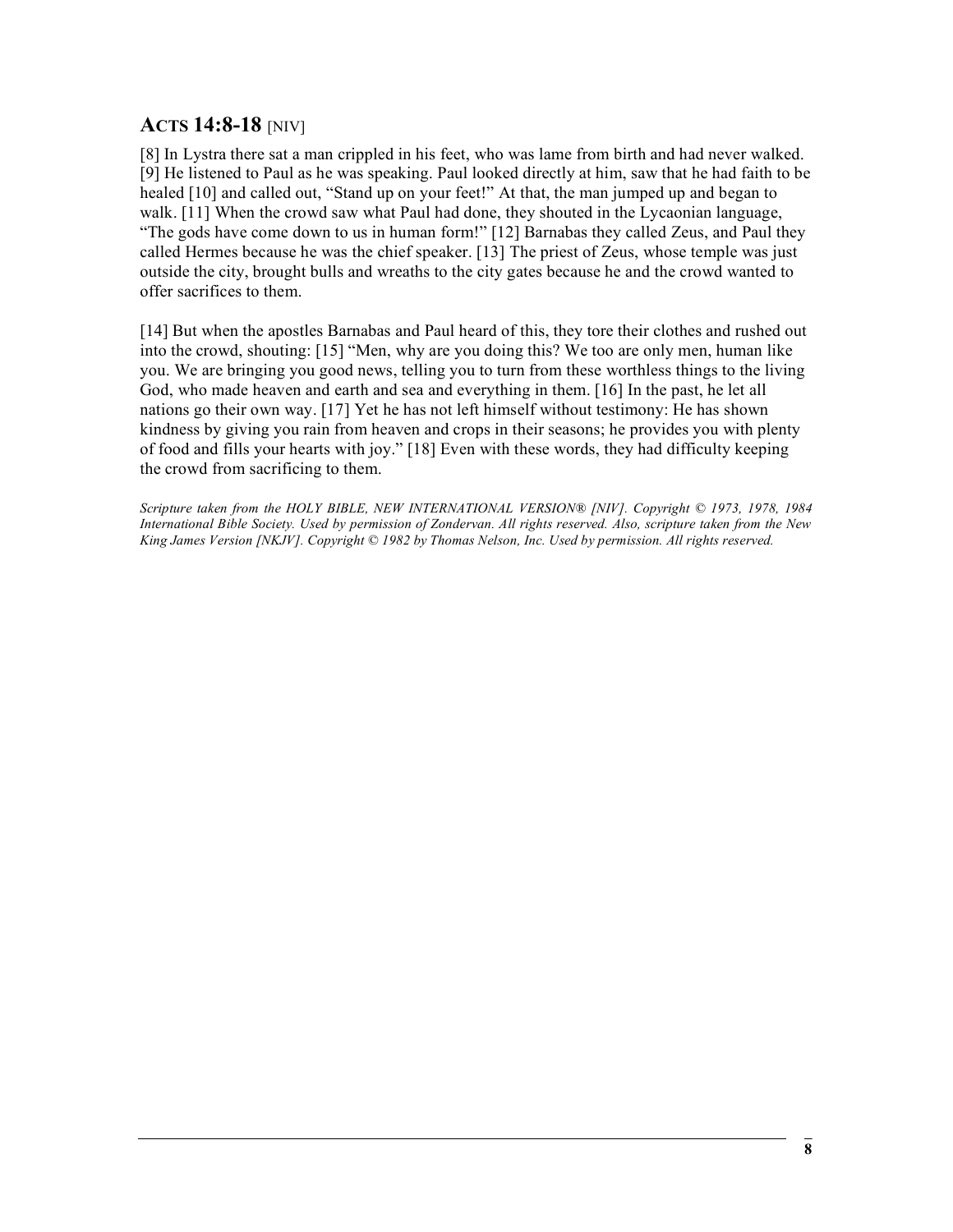## ACTS 14:8-18 [NIV]

[8] In Lystra there sat a man crippled in his feet, who was lame from birth and had never walked. [9] He listened to Paul as he was speaking. Paul looked directly at him, saw that he had faith to be healed [10] and called out, "Stand up on your feet!" At that, the man jumped up and began to walk. [11] When the crowd saw what Paul had done, they shouted in the Lycaonian language, "The gods have come down to us in human form!" [12] Barnabas they called Zeus, and Paul they called Hermes because he was the chief speaker. [13] The priest of Zeus, whose temple was just outside the city, brought bulls and wreaths to the city gates because he and the crowd wanted to offer sacrifices to them.

[14] But when the apostles Barnabas and Paul heard of this, they tore their clothes and rushed out into the crowd, shouting: [15] "Men, why are you doing this? We too are only men, human like you. We are bringing you good news, telling you to turn from these worthless things to the living God, who made heaven and earth and sea and everything in them. [16] In the past, he let all nations go their own way. [17] Yet he has not left himself without testimony: He has shown kindness by giving you rain from heaven and crops in their seasons; he provides you with plenty of food and fills your hearts with joy." [18] Even with these words, they had difficulty keeping the crowd from sacrificing to them.

*Scripture taken from the HOLY BIBLE, NEW INTERNATIONAL VERSION® [NIV]. Copyright © 1973, 1978, 1984 International Bible Society. Used by permission of Zondervan. All rights reserved. Also, scripture taken from the New King James Version [NKJV]. Copyright © 1982 by Thomas Nelson, Inc. Used by permission. All rights reserved.*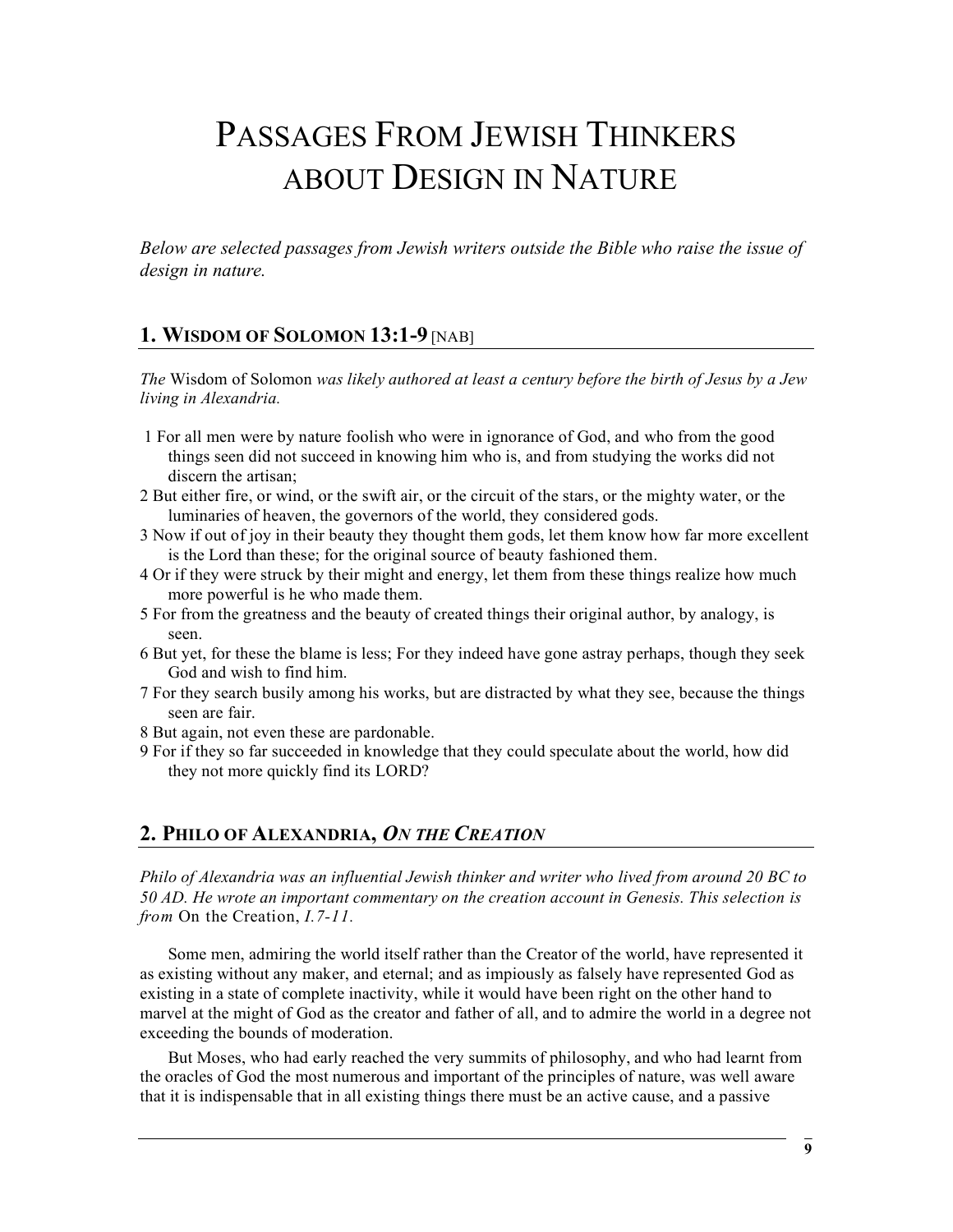# PASSAGES FROM JEWISH THINKERS ABOUT DESIGN IN NATURE

*Below are selected passages from Jewish writers outside the Bible who raise the issue of design in nature.*

## 1. WISDOM OF SOLOMON 13:1-9 [NAB]

*The* Wisdom of Solomon *was likely authored at least a century before the birth of Jesus by a Jew living in Alexandria.*

1 For all men were by nature foolish who were in ignorance of God, and who from the good things seen did not succeed in knowing him who is, and from studying the works did not discern the artisan;

2 But either fire, or wind, or the swift air, or the circuit of the stars, or the mighty water, or the luminaries of heaven, the governors of the world, they considered gods.

3 Now if out of joy in their beauty they thought them gods, let them know how far more excellent is the Lord than these; for the original source of beauty fashioned them.

4 Or if they were struck by their might and energy, let them from these things realize how much more powerful is he who made them.

5 For from the greatness and the beauty of created things their original author, by analogy, is seen.

6 But yet, for these the blame is less; For they indeed have gone astray perhaps, though they seek God and wish to find him.

7 For they search busily among his works, but are distracted by what they see, because the things seen are fair.

8 But again, not even these are pardonable.

9 For if they so far succeeded in knowledge that they could speculate about the world, how did they not more quickly find its LORD?

## 2. PHILO OF ALEXANDRIA, *ON THE CREATION*

*Philo of Alexandria was an influential Jewish thinker and writer who lived from around 20 BC to 50 AD. He wrote an important commentary on the creation account in Genesis. This selection is from* On the Creation, *I.7-11.*

Some men, admiring the world itself rather than the Creator of the world, have represented it as existing without any maker, and eternal; and as impiously as falsely have represented God as existing in a state of complete inactivity, while it would have been right on the other hand to marvel at the might of God as the creator and father of all, and to admire the world in a degree not exceeding the bounds of moderation.

But Moses, who had early reached the very summits of philosophy, and who had learnt from the oracles of God the most numerous and important of the principles of nature, was well aware that it is indispensable that in all existing things there must be an active cause, and a passive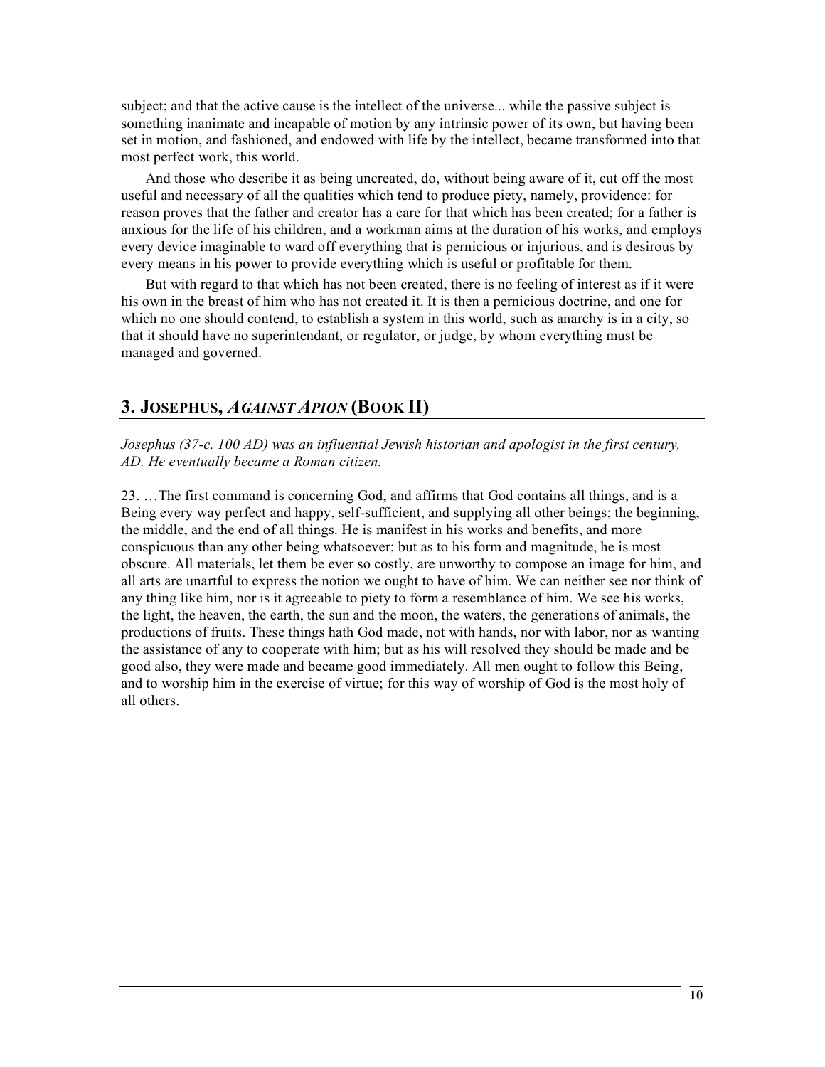subject; and that the active cause is the intellect of the universe... while the passive subject is something inanimate and incapable of motion by any intrinsic power of its own, but having been set in motion, and fashioned, and endowed with life by the intellect, became transformed into that most perfect work, this world.

And those who describe it as being uncreated, do, without being aware of it, cut off the most useful and necessary of all the qualities which tend to produce piety, namely, providence: for reason proves that the father and creator has a care for that which has been created; for a father is anxious for the life of his children, and a workman aims at the duration of his works, and employs every device imaginable to ward off everything that is pernicious or injurious, and is desirous by every means in his power to provide everything which is useful or profitable for them.

But with regard to that which has not been created, there is no feeling of interest as if it were his own in the breast of him who has not created it. It is then a pernicious doctrine, and one for which no one should contend, to establish a system in this world, such as anarchy is in a city, so that it should have no superintendant, or regulator, or judge, by whom everything must be managed and governed.

## 3. Josephus, *Against Apion* (Book II)

*Josephus (37-c. 100 AD) was an influential Jewish historian and apologist in the first century, AD. He eventually became a Roman citizen.*

23. …The first command is concerning God, and affirms that God contains all things, and is a Being every way perfect and happy, self-sufficient, and supplying all other beings; the beginning, the middle, and the end of all things. He is manifest in his works and benefits, and more conspicuous than any other being whatsoever; but as to his form and magnitude, he is most obscure. All materials, let them be ever so costly, are unworthy to compose an image for him, and all arts are unartful to express the notion we ought to have of him. We can neither see nor think of any thing like him, nor is it agreeable to piety to form a resemblance of him. We see his works, the light, the heaven, the earth, the sun and the moon, the waters, the generations of animals, the productions of fruits. These things hath God made, not with hands, nor with labor, nor as wanting the assistance of any to cooperate with him; but as his will resolved they should be made and be good also, they were made and became good immediately. All men ought to follow this Being, and to worship him in the exercise of virtue; for this way of worship of God is the most holy of all others.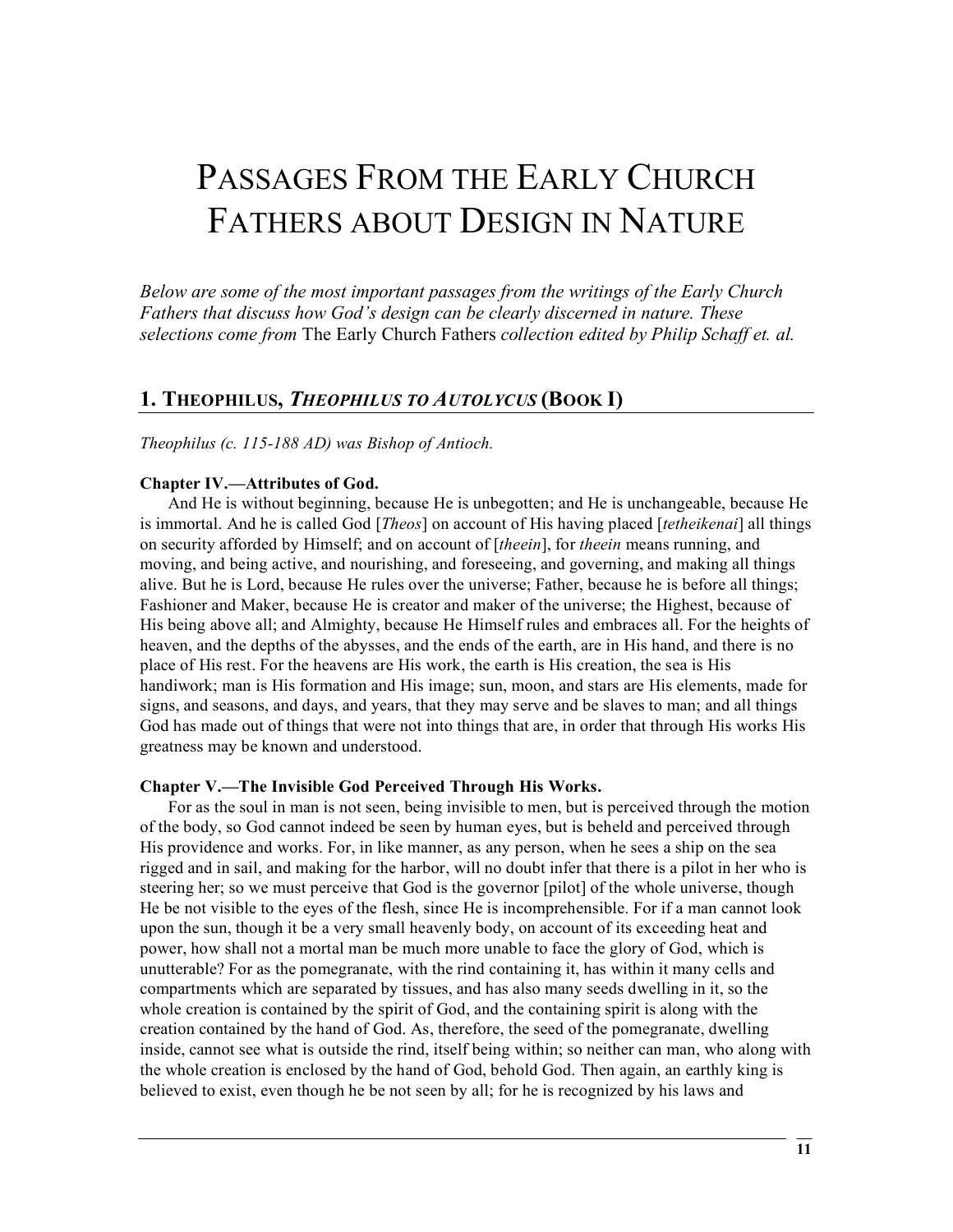# PASSAGES FROM THE EARLY CHURCH FATHERS ABOUT DESIGN IN NATURE

*Below are some of the most important passages from the writings of the Early Church Fathers that discuss how God's design can be clearly discerned in nature. These selections come from* The Early Church Fathers *collection edited by Philip Schaff et. al.*

## 1. THEOPHILUS, *THEOPHILUS TO AUTOLYCUS* (BOOK I)

*Theophilus (c. 115-188 AD) was Bishop of Antioch.*

**Chapter IV.—Attributes of God.**

And He is without beginning, because He is unbegotten; and He is unchangeable, because He is immortal. And he is called God [*Theos*] on account of His having placed [*tetheikenai*] all things on security afforded by Himself; and on account of [*theein*], for *theein* means running, and moving, and being active, and nourishing, and foreseeing, and governing, and making all things alive. But he is Lord, because He rules over the universe; Father, because he is before all things; Fashioner and Maker, because He is creator and maker of the universe; the Highest, because of His being above all; and Almighty, because He Himself rules and embraces all. For the heights of heaven, and the depths of the abysses, and the ends of the earth, are in His hand, and there is no place of His rest. For the heavens are His work, the earth is His creation, the sea is His handiwork; man is His formation and His image; sun, moon, and stars are His elements, made for signs, and seasons, and days, and years, that they may serve and be slaves to man; and all things God has made out of things that were not into things that are, in order that through His works His greatness may be known and understood.

**Chapter V.—The Invisible God Perceived Through His Works.**

For as the soul in man is not seen, being invisible to men, but is perceived through the motion of the body, so God cannot indeed be seen by human eyes, but is beheld and perceived through His providence and works. For, in like manner, as any person, when he sees a ship on the sea rigged and in sail, and making for the harbor, will no doubt infer that there is a pilot in her who is steering her; so we must perceive that God is the governor [pilot] of the whole universe, though He be not visible to the eyes of the flesh, since He is incomprehensible. For if a man cannot look upon the sun, though it be a very small heavenly body, on account of its exceeding heat and power, how shall not a mortal man be much more unable to face the glory of God, which is unutterable? For as the pomegranate, with the rind containing it, has within it many cells and compartments which are separated by tissues, and has also many seeds dwelling in it, so the whole creation is contained by the spirit of God, and the containing spirit is along with the creation contained by the hand of God. As, therefore, the seed of the pomegranate, dwelling inside, cannot see what is outside the rind, itself being within; so neither can man, who along with the whole creation is enclosed by the hand of God, behold God. Then again, an earthly king is believed to exist, even though he be not seen by all; for he is recognized by his laws and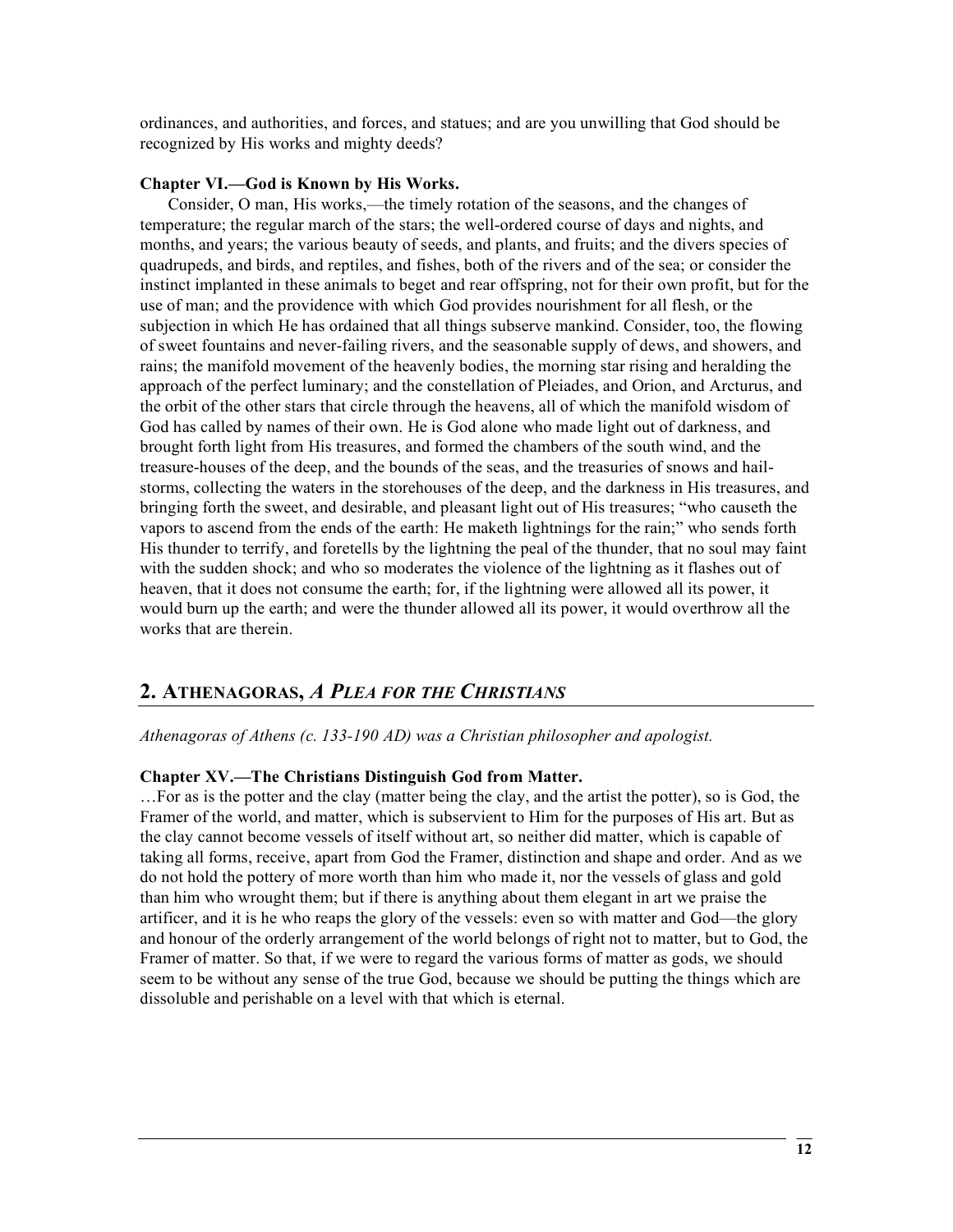ordinances, and authorities, and forces, and statues; and are you unwilling that God should be recognized by His works and mighty deeds?

**Chapter VI.—God is Known by His Works.**

Consider, O man, His works,—the timely rotation of the seasons, and the changes of temperature; the regular march of the stars; the well-ordered course of days and nights, and months, and years; the various beauty of seeds, and plants, and fruits; and the divers species of quadrupeds, and birds, and reptiles, and fishes, both of the rivers and of the sea; or consider the instinct implanted in these animals to beget and rear offspring, not for their own profit, but for the use of man; and the providence with which God provides nourishment for all flesh, or the subjection in which He has ordained that all things subserve mankind. Consider, too, the flowing of sweet fountains and never-failing rivers, and the seasonable supply of dews, and showers, and rains; the manifold movement of the heavenly bodies, the morning star rising and heralding the approach of the perfect luminary; and the constellation of Pleiades, and Orion, and Arcturus, and the orbit of the other stars that circle through the heavens, all of which the manifold wisdom of God has called by names of their own. He is God alone who made light out of darkness, and brought forth light from His treasures, and formed the chambers of the south wind, and the treasure-houses of the deep, and the bounds of the seas, and the treasuries of snows and hail-storms, collecting the waters in the storehouses of the deep, and the darkness in His treasures, and bringing forth the sweet, and desirable, and pleasant light out of His treasures; "who causeth the vapors to ascend from the ends of the earth: He maketh lightnings for the rain;" who sends forth His thunder to terrify, and foretells by the lightning the peal of the thunder, that no soul may faint with the sudden shock; and who so moderates the violence of the lightning as it flashes out of heaven, that it does not consume the earth; for, if the lightning were allowed all its power, it would burn up the earth; and were the thunder allowed all its power, it would overthrow all the works that are therein.

## 2. Athenagoras, *A Plea for the Christians*

*Athenagoras of Athens (c. 133-190 AD) was a Christian philosopher and apologist.*

**Chapter XV.—The Christians Distinguish God from Matter.**

…For as is the potter and the clay (matter being the clay, and the artist the potter), so is God, the Framer of the world, and matter, which is subservient to Him for the purposes of His art. But as the clay cannot become vessels of itself without art, so neither did matter, which is capable of taking all forms, receive, apart from God the Framer, distinction and shape and order. And as we do not hold the pottery of more worth than him who made it, nor the vessels of glass and gold than him who wrought them; but if there is anything about them elegant in art we praise the artificer, and it is he who reaps the glory of the vessels: even so with matter and God—the glory and honour of the orderly arrangement of the world belongs of right not to matter, but to God, the Framer of matter. So that, if we were to regard the various forms of matter as gods, we should seem to be without any sense of the true God, because we should be putting the things which are dissoluble and perishable on a level with that which is eternal.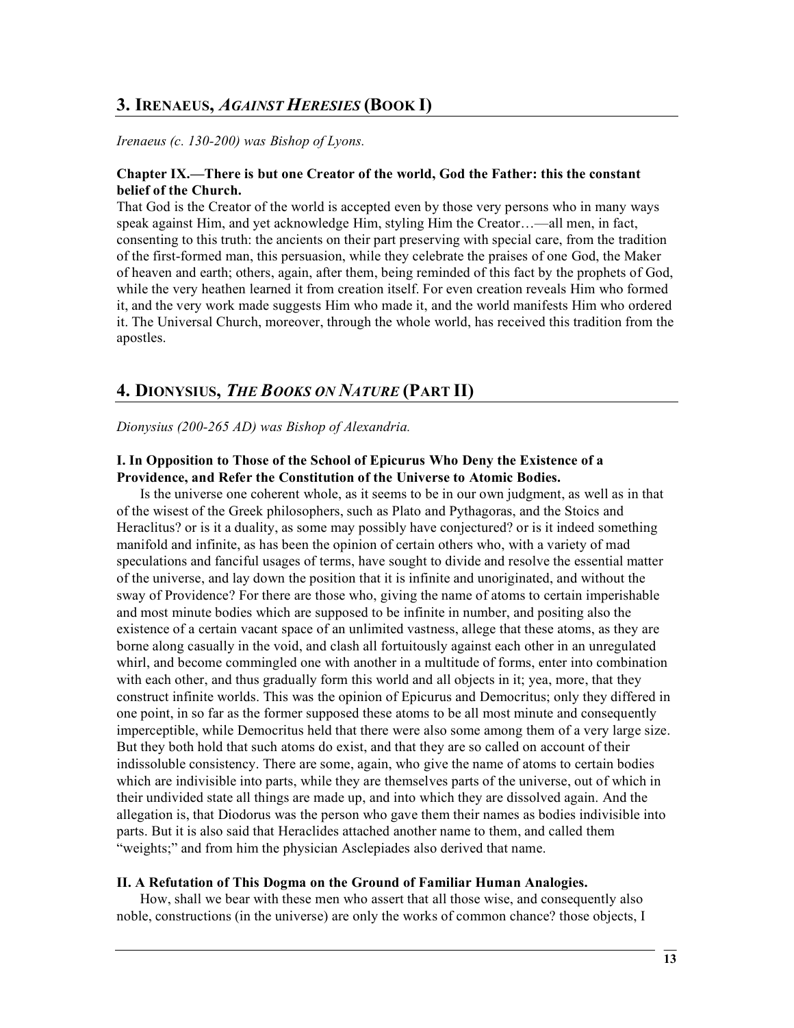## 3. Irenaeus, *Against Heresies* (Book I)

*Irenaeus (c. 130-200) was Bishop of Lyons.*

**Chapter IX.—There is but one Creator of the world, God the Father: this the constant belief of the Church.**

That God is the Creator of the world is accepted even by those very persons who in many ways speak against Him, and yet acknowledge Him, styling Him the Creator…—all men, in fact, consenting to this truth: the ancients on their part preserving with special care, from the tradition of the first-formed man, this persuasion, while they celebrate the praises of one God, the Maker of heaven and earth; others, again, after them, being reminded of this fact by the prophets of God, while the very heathen learned it from creation itself. For even creation reveals Him who formed it, and the very work made suggests Him who made it, and the world manifests Him who ordered it. The Universal Church, moreover, through the whole world, has received this tradition from the apostles.

## 4. Dionysius, *The Books on Nature* (Part II)

*Dionysius (200-265 AD) was Bishop of Alexandria.*

**I. In Opposition to Those of the School of Epicurus Who Deny the Existence of a Providence, and Refer the Constitution of the Universe to Atomic Bodies.**

Is the universe one coherent whole, as it seems to be in our own judgment, as well as in that of the wisest of the Greek philosophers, such as Plato and Pythagoras, and the Stoics and Heraclitus? or is it a duality, as some may possibly have conjectured? or is it indeed something manifold and infinite, as has been the opinion of certain others who, with a variety of mad speculations and fanciful usages of terms, have sought to divide and resolve the essential matter of the universe, and lay down the position that it is infinite and unoriginated, and without the sway of Providence? For there are those who, giving the name of atoms to certain imperishable and most minute bodies which are supposed to be infinite in number, and positing also the existence of a certain vacant space of an unlimited vastness, allege that these atoms, as they are borne along casually in the void, and clash all fortuitously against each other in an unregulated whirl, and become commingled one with another in a multitude of forms, enter into combination with each other, and thus gradually form this world and all objects in it; yea, more, that they construct infinite worlds. This was the opinion of Epicurus and Democritus; only they differed in one point, in so far as the former supposed these atoms to be all most minute and consequently imperceptible, while Democritus held that there were also some among them of a very large size. But they both hold that such atoms do exist, and that they are so called on account of their indissoluble consistency. There are some, again, who give the name of atoms to certain bodies which are indivisible into parts, while they are themselves parts of the universe, out of which in their undivided state all things are made up, and into which they are dissolved again. And the allegation is, that Diodorus was the person who gave them their names as bodies indivisible into parts. But it is also said that Heraclides attached another name to them, and called them "weights;" and from him the physician Asclepiades also derived that name.

**II. A Refutation of This Dogma on the Ground of Familiar Human Analogies.**

How, shall we bear with these men who assert that all those wise, and consequently also noble, constructions (in the universe) are only the works of common chance? those objects, I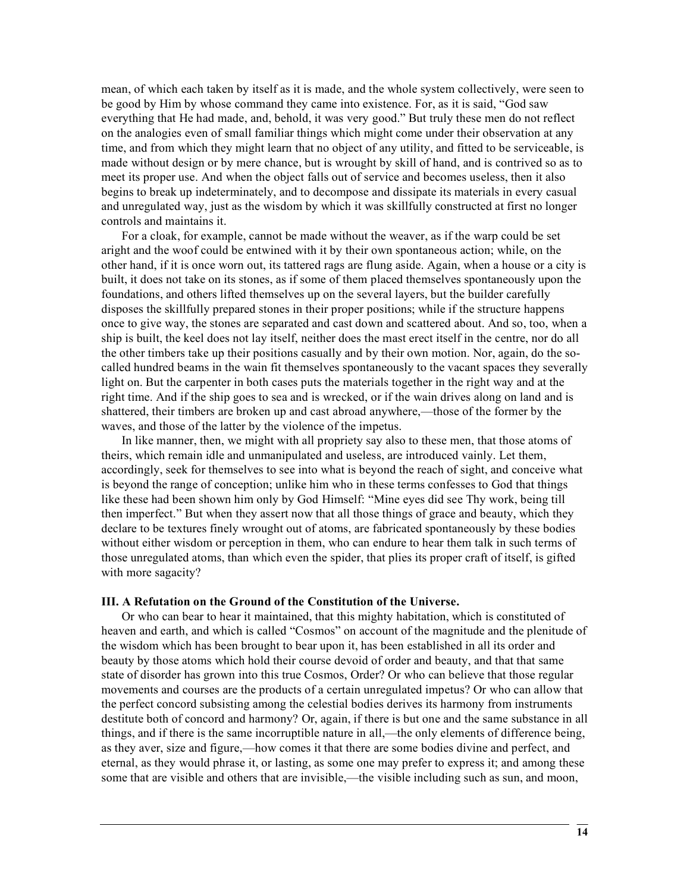mean, of which each taken by itself as it is made, and the whole system collectively, were seen to be good by Him by whose command they came into existence. For, as it is said, "God saw everything that He had made, and, behold, it was very good." But truly these men do not reflect on the analogies even of small familiar things which might come under their observation at any time, and from which they might learn that no object of any utility, and fitted to be serviceable, is made without design or by mere chance, but is wrought by skill of hand, and is contrived so as to meet its proper use. And when the object falls out of service and becomes useless, then it also begins to break up indeterminately, and to decompose and dissipate its materials in every casual and unregulated way, just as the wisdom by which it was skillfully constructed at first no longer controls and maintains it.

For a cloak, for example, cannot be made without the weaver, as if the warp could be set aright and the woof could be entwined with it by their own spontaneous action; while, on the other hand, if it is once worn out, its tattered rags are flung aside. Again, when a house or a city is built, it does not take on its stones, as if some of them placed themselves spontaneously upon the foundations, and others lifted themselves up on the several layers, but the builder carefully disposes the skillfully prepared stones in their proper positions; while if the structure happens once to give way, the stones are separated and cast down and scattered about. And so, too, when a ship is built, the keel does not lay itself, neither does the mast erect itself in the centre, nor do all the other timbers take up their positions casually and by their own motion. Nor, again, do the so-called hundred beams in the wain fit themselves spontaneously to the vacant spaces they severally light on. But the carpenter in both cases puts the materials together in the right way and at the right time. And if the ship goes to sea and is wrecked, or if the wain drives along on land and is shattered, their timbers are broken up and cast abroad anywhere,—those of the former by the waves, and those of the latter by the violence of the impetus.

In like manner, then, we might with all propriety say also to these men, that those atoms of theirs, which remain idle and unmanipulated and useless, are introduced vainly. Let them, accordingly, seek for themselves to see into what is beyond the reach of sight, and conceive what is beyond the range of conception; unlike him who in these terms confesses to God that things like these had been shown him only by God Himself: "Mine eyes did see Thy work, being till then imperfect." But when they assert now that all those things of grace and beauty, which they declare to be textures finely wrought out of atoms, are fabricated spontaneously by these bodies without either wisdom or perception in them, who can endure to hear them talk in such terms of those unregulated atoms, than which even the spider, that plies its proper craft of itself, is gifted with more sagacity?

### III. A Refutation on the Ground of the Constitution of the Universe.

Or who can bear to hear it maintained, that this mighty habitation, which is constituted of heaven and earth, and which is called "Cosmos" on account of the magnitude and the plenitude of the wisdom which has been brought to bear upon it, has been established in all its order and beauty by those atoms which hold their course devoid of order and beauty, and that that same state of disorder has grown into this true Cosmos, Order? Or who can believe that those regular movements and courses are the products of a certain unregulated impetus? Or who can allow that the perfect concord subsisting among the celestial bodies derives its harmony from instruments destitute both of concord and harmony? Or, again, if there is but one and the same substance in all things, and if there is the same incorruptible nature in all,—the only elements of difference being, as they aver, size and figure,—how comes it that there are some bodies divine and perfect, and eternal, as they would phrase it, or lasting, as some one may prefer to express it; and among these some that are visible and others that are invisible,—the visible including such as sun, and moon,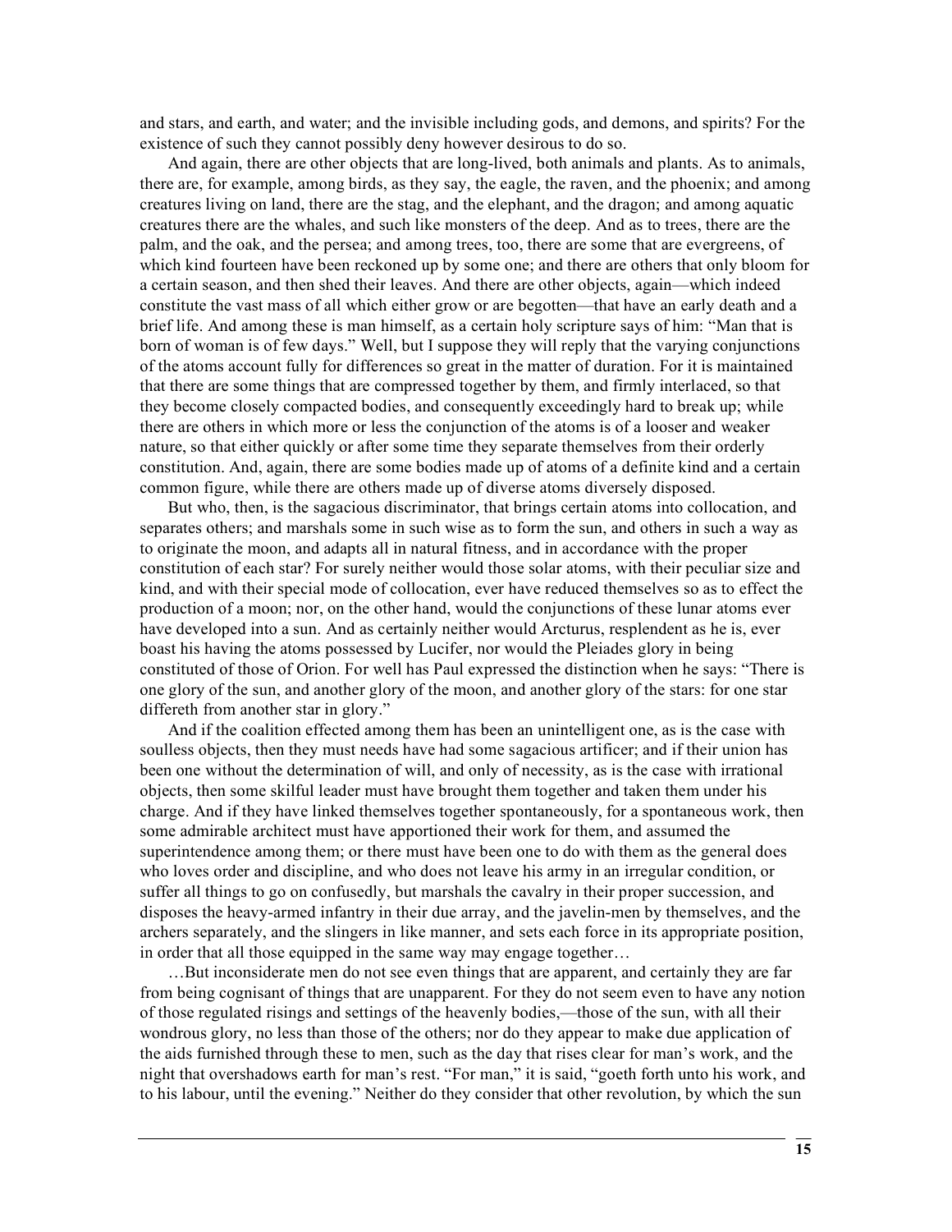and stars, and earth, and water; and the invisible including gods, and demons, and spirits? For the existence of such they cannot possibly deny however desirous to do so.

And again, there are other objects that are long-lived, both animals and plants. As to animals, there are, for example, among birds, as they say, the eagle, the raven, and the phoenix; and among creatures living on land, there are the stag, and the elephant, and the dragon; and among aquatic creatures there are the whales, and such like monsters of the deep. And as to trees, there are the palm, and the oak, and the persea; and among trees, too, there are some that are evergreens, of which kind fourteen have been reckoned up by some one; and there are others that only bloom for a certain season, and then shed their leaves. And there are other objects, again—which indeed constitute the vast mass of all which either grow or are begotten—that have an early death and a brief life. And among these is man himself, as a certain holy scripture says of him: "Man that is born of woman is of few days." Well, but I suppose they will reply that the varying conjunctions of the atoms account fully for differences so great in the matter of duration. For it is maintained that there are some things that are compressed together by them, and firmly interlaced, so that they become closely compacted bodies, and consequently exceedingly hard to break up; while there are others in which more or less the conjunction of the atoms is of a looser and weaker nature, so that either quickly or after some time they separate themselves from their orderly constitution. And, again, there are some bodies made up of atoms of a definite kind and a certain common figure, while there are others made up of diverse atoms diversely disposed.

But who, then, is the sagacious discriminator, that brings certain atoms into collocation, and separates others; and marshals some in such wise as to form the sun, and others in such a way as to originate the moon, and adapts all in natural fitness, and in accordance with the proper constitution of each star? For surely neither would those solar atoms, with their peculiar size and kind, and with their special mode of collocation, ever have reduced themselves so as to effect the production of a moon; nor, on the other hand, would the conjunctions of these lunar atoms ever have developed into a sun. And as certainly neither would Arcturus, resplendent as he is, ever boast his having the atoms possessed by Lucifer, nor would the Pleiades glory in being constituted of those of Orion. For well has Paul expressed the distinction when he says: "There is one glory of the sun, and another glory of the moon, and another glory of the stars: for one star differeth from another star in glory."

And if the coalition effected among them has been an unintelligent one, as is the case with soulless objects, then they must needs have had some sagacious artificer; and if their union has been one without the determination of will, and only of necessity, as is the case with irrational objects, then some skilful leader must have brought them together and taken them under his charge. And if they have linked themselves together spontaneously, for a spontaneous work, then some admirable architect must have apportioned their work for them, and assumed the superintendence among them; or there must have been one to do with them as the general does who loves order and discipline, and who does not leave his army in an irregular condition, or suffer all things to go on confusedly, but marshals the cavalry in their proper succession, and disposes the heavy-armed infantry in their due array, and the javelin-men by themselves, and the archers separately, and the slingers in like manner, and sets each force in its appropriate position, in order that all those equipped in the same way may engage together…

…But inconsiderate men do not see even things that are apparent, and certainly they are far from being cognisant of things that are unapparent. For they do not seem even to have any notion of those regulated risings and settings of the heavenly bodies,—those of the sun, with all their wondrous glory, no less than those of the others; nor do they appear to make due application of the aids furnished through these to men, such as the day that rises clear for man's work, and the night that overshadows earth for man's rest. "For man," it is said, "goeth forth unto his work, and to his labour, until the evening." Neither do they consider that other revolution, by which the sun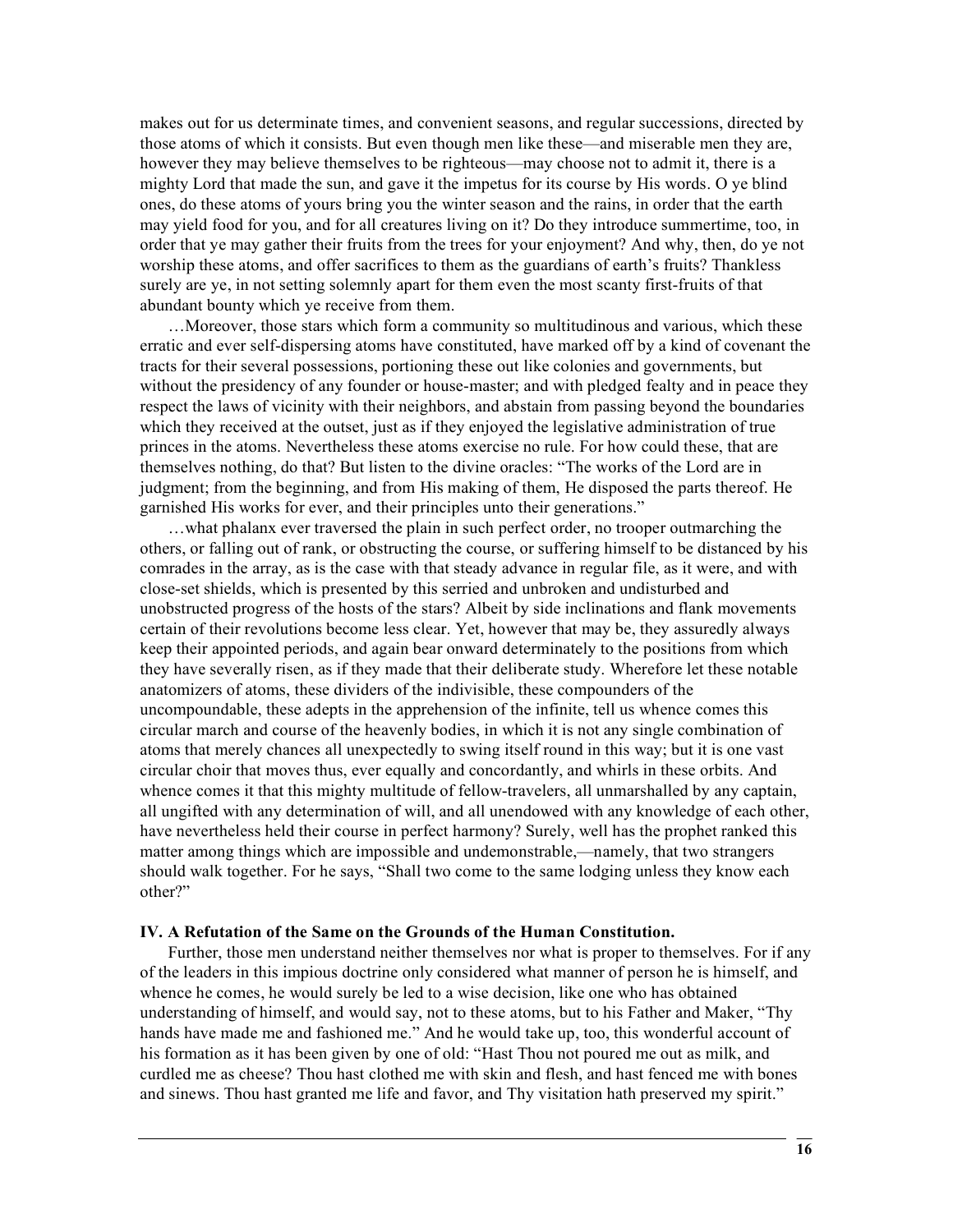makes out for us determinate times, and convenient seasons, and regular successions, directed by those atoms of which it consists. But even though men like these—and miserable men they are, however they may believe themselves to be righteous—may choose not to admit it, there is a mighty Lord that made the sun, and gave it the impetus for its course by His words. O ye blind ones, do these atoms of yours bring you the winter season and the rains, in order that the earth may yield food for you, and for all creatures living on it? Do they introduce summertime, too, in order that ye may gather their fruits from the trees for your enjoyment? And why, then, do ye not worship these atoms, and offer sacrifices to them as the guardians of earth's fruits? Thankless surely are ye, in not setting solemnly apart for them even the most scanty first-fruits of that abundant bounty which ye receive from them.

…Moreover, those stars which form a community so multitudinous and various, which these erratic and ever self-dispersing atoms have constituted, have marked off by a kind of covenant the tracts for their several possessions, portioning these out like colonies and governments, but without the presidency of any founder or house-master; and with pledged fealty and in peace they respect the laws of vicinity with their neighbors, and abstain from passing beyond the boundaries which they received at the outset, just as if they enjoyed the legislative administration of true princes in the atoms. Nevertheless these atoms exercise no rule. For how could these, that are themselves nothing, do that? But listen to the divine oracles: "The works of the Lord are in judgment; from the beginning, and from His making of them, He disposed the parts thereof. He garnished His works for ever, and their principles unto their generations."

…what phalanx ever traversed the plain in such perfect order, no trooper outmarching the others, or falling out of rank, or obstructing the course, or suffering himself to be distanced by his comrades in the array, as is the case with that steady advance in regular file, as it were, and with close-set shields, which is presented by this serried and unbroken and undisturbed and unobstructed progress of the hosts of the stars? Albeit by side inclinations and flank movements certain of their revolutions become less clear. Yet, however that may be, they assuredly always keep their appointed periods, and again bear onward determinately to the positions from which they have severally risen, as if they made that their deliberate study. Wherefore let these notable anatomizers of atoms, these dividers of the indivisible, these compounders of the uncompoundable, these adepts in the apprehension of the infinite, tell us whence comes this circular march and course of the heavenly bodies, in which it is not any single combination of atoms that merely chances all unexpectedly to swing itself round in this way; but it is one vast circular choir that moves thus, ever equally and concordantly, and whirls in these orbits. And whence comes it that this mighty multitude of fellow-travelers, all unmarshalled by any captain, all ungifted with any determination of will, and all unendowed with any knowledge of each other, have nevertheless held their course in perfect harmony? Surely, well has the prophet ranked this matter among things which are impossible and undemonstrable,—namely, that two strangers should walk together. For he says, "Shall two come to the same lodging unless they know each other?"

### IV. A Refutation of the Same on the Grounds of the Human Constitution.

Further, those men understand neither themselves nor what is proper to themselves. For if any of the leaders in this impious doctrine only considered what manner of person he is himself, and whence he comes, he would surely be led to a wise decision, like one who has obtained understanding of himself, and would say, not to these atoms, but to his Father and Maker, "Thy hands have made me and fashioned me." And he would take up, too, this wonderful account of his formation as it has been given by one of old: "Hast Thou not poured me out as milk, and curdled me as cheese? Thou hast clothed me with skin and flesh, and hast fenced me with bones and sinews. Thou hast granted me life and favor, and Thy visitation hath preserved my spirit."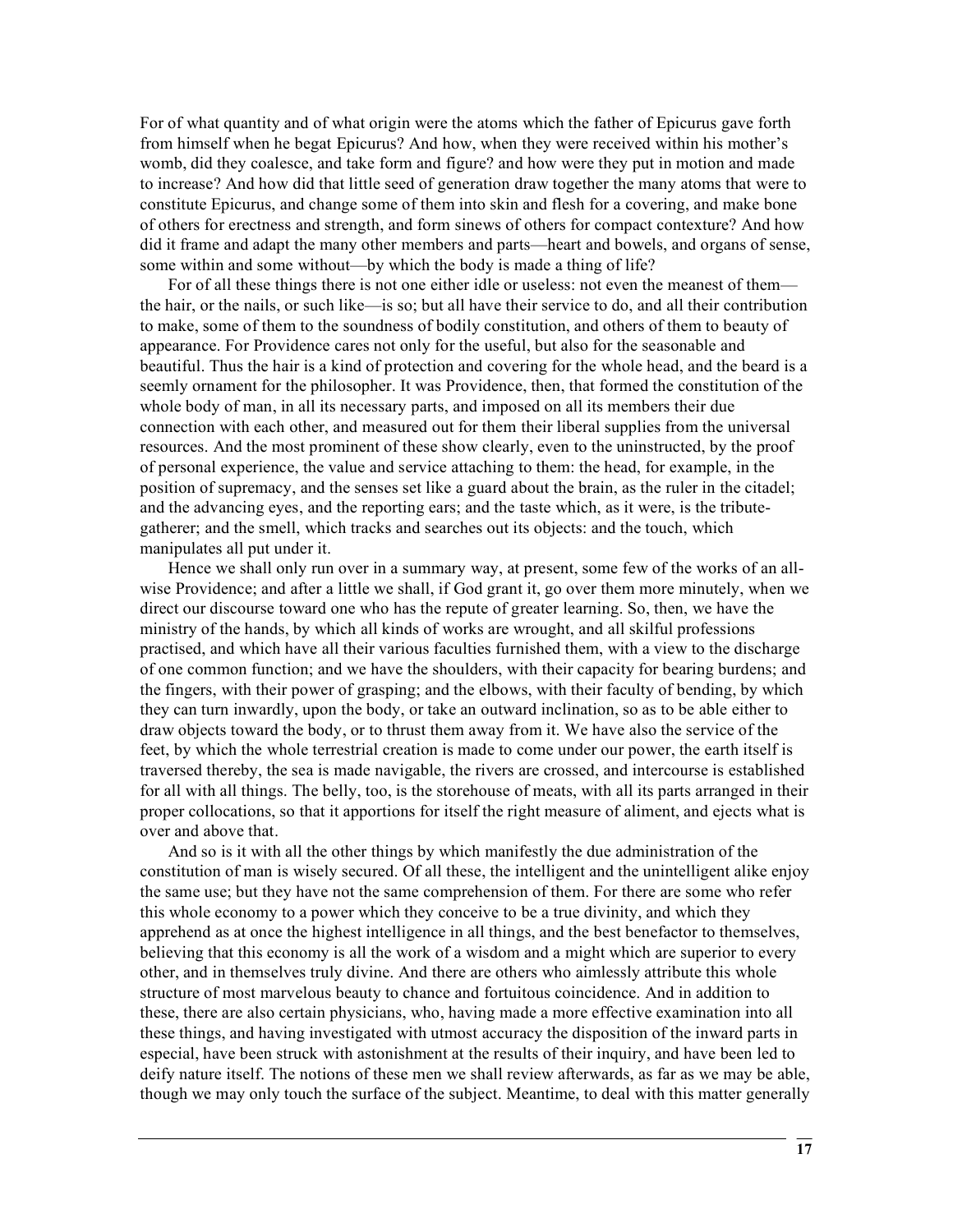For of what quantity and of what origin were the atoms which the father of Epicurus gave forth from himself when he begat Epicurus? And how, when they were received within his mother's womb, did they coalesce, and take form and figure? and how were they put in motion and made to increase? And how did that little seed of generation draw together the many atoms that were to constitute Epicurus, and change some of them into skin and flesh for a covering, and make bone of others for erectness and strength, and form sinews of others for compact contexture? And how did it frame and adapt the many other members and parts—heart and bowels, and organs of sense, some within and some without—by which the body is made a thing of life?

For of all these things there is not one either idle or useless: not even the meanest of them—the hair, or the nails, or such like—is so; but all have their service to do, and all their contribution to make, some of them to the soundness of bodily constitution, and others of them to beauty of appearance. For Providence cares not only for the useful, but also for the seasonable and beautiful. Thus the hair is a kind of protection and covering for the whole head, and the beard is a seemly ornament for the philosopher. It was Providence, then, that formed the constitution of the whole body of man, in all its necessary parts, and imposed on all its members their due connection with each other, and measured out for them their liberal supplies from the universal resources. And the most prominent of these show clearly, even to the uninstructed, by the proof of personal experience, the value and service attaching to them: the head, for example, in the position of supremacy, and the senses set like a guard about the brain, as the ruler in the citadel; and the advancing eyes, and the reporting ears; and the taste which, as it were, is the tribute-gatherer; and the smell, which tracks and searches out its objects: and the touch, which manipulates all put under it.

Hence we shall only run over in a summary way, at present, some few of the works of an all-wise Providence; and after a little we shall, if God grant it, go over them more minutely, when we direct our discourse toward one who has the repute of greater learning. So, then, we have the ministry of the hands, by which all kinds of works are wrought, and all skilful professions practised, and which have all their various faculties furnished them, with a view to the discharge of one common function; and we have the shoulders, with their capacity for bearing burdens; and the fingers, with their power of grasping; and the elbows, with their faculty of bending, by which they can turn inwardly, upon the body, or take an outward inclination, so as to be able either to draw objects toward the body, or to thrust them away from it. We have also the service of the feet, by which the whole terrestrial creation is made to come under our power, the earth itself is traversed thereby, the sea is made navigable, the rivers are crossed, and intercourse is established for all with all things. The belly, too, is the storehouse of meats, with all its parts arranged in their proper collocations, so that it apportions for itself the right measure of aliment, and ejects what is over and above that.

And so is it with all the other things by which manifestly the due administration of the constitution of man is wisely secured. Of all these, the intelligent and the unintelligent alike enjoy the same use; but they have not the same comprehension of them. For there are some who refer this whole economy to a power which they conceive to be a true divinity, and which they apprehend as at once the highest intelligence in all things, and the best benefactor to themselves, believing that this economy is all the work of a wisdom and a might which are superior to every other, and in themselves truly divine. And there are others who aimlessly attribute this whole structure of most marvelous beauty to chance and fortuitous coincidence. And in addition to these, there are also certain physicians, who, having made a more effective examination into all these things, and having investigated with utmost accuracy the disposition of the inward parts in especial, have been struck with astonishment at the results of their inquiry, and have been led to deify nature itself. The notions of these men we shall review afterwards, as far as we may be able, though we may only touch the surface of the subject. Meantime, to deal with this matter generally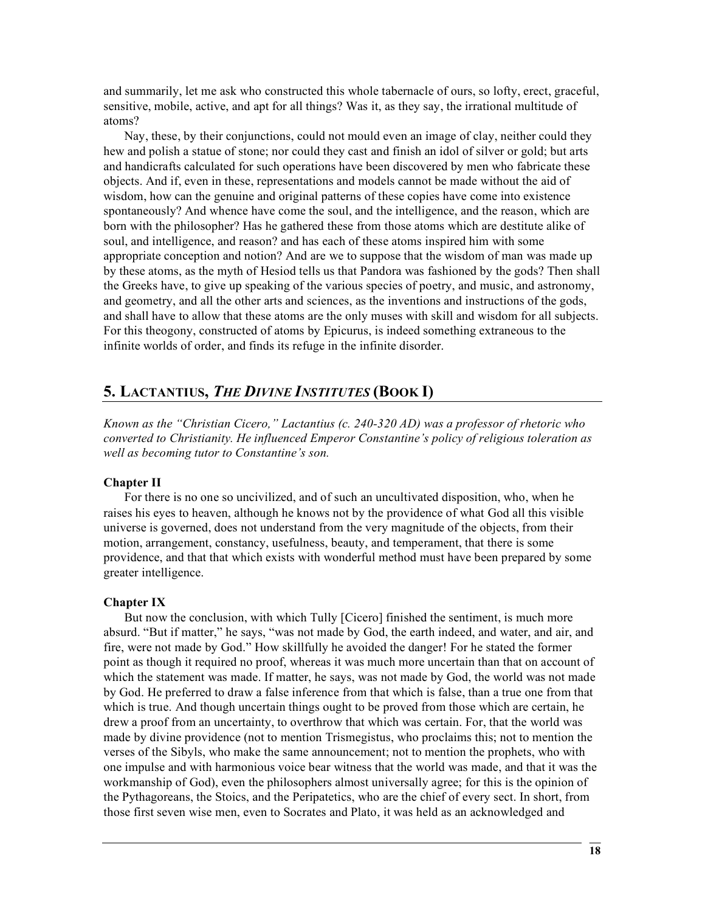and summarily, let me ask who constructed this whole tabernacle of ours, so lofty, erect, graceful, sensitive, mobile, active, and apt for all things? Was it, as they say, the irrational multitude of atoms?

Nay, these, by their conjunctions, could not mould even an image of clay, neither could they hew and polish a statue of stone; nor could they cast and finish an idol of silver or gold; but arts and handicrafts calculated for such operations have been discovered by men who fabricate these objects. And if, even in these, representations and models cannot be made without the aid of wisdom, how can the genuine and original patterns of these copies have come into existence spontaneously? And whence have come the soul, and the intelligence, and the reason, which are born with the philosopher? Has he gathered these from those atoms which are destitute alike of soul, and intelligence, and reason? and has each of these atoms inspired him with some appropriate conception and notion? And are we to suppose that the wisdom of man was made up by these atoms, as the myth of Hesiod tells us that Pandora was fashioned by the gods? Then shall the Greeks have, to give up speaking of the various species of poetry, and music, and astronomy, and geometry, and all the other arts and sciences, as the inventions and instructions of the gods, and shall have to allow that these atoms are the only muses with skill and wisdom for all subjects. For this theogony, constructed of atoms by Epicurus, is indeed something extraneous to the infinite worlds of order, and finds its refuge in the infinite disorder.

## 5. Lactantius, *The Divine Institutes* (Book I)

*Known as the "Christian Cicero," Lactantius (c. 240-320 AD) was a professor of rhetoric who converted to Christianity. He influenced Emperor Constantine's policy of religious toleration as well as becoming tutor to Constantine's son.*

### Chapter II

For there is no one so uncivilized, and of such an uncultivated disposition, who, when he raises his eyes to heaven, although he knows not by the providence of what God all this visible universe is governed, does not understand from the very magnitude of the objects, from their motion, arrangement, constancy, usefulness, beauty, and temperament, that there is some providence, and that that which exists with wonderful method must have been prepared by some greater intelligence.

### Chapter IX

But now the conclusion, with which Tully [Cicero] finished the sentiment, is much more absurd. "But if matter," he says, "was not made by God, the earth indeed, and water, and air, and fire, were not made by God." How skillfully he avoided the danger! For he stated the former point as though it required no proof, whereas it was much more uncertain than that on account of which the statement was made. If matter, he says, was not made by God, the world was not made by God. He preferred to draw a false inference from that which is false, than a true one from that which is true. And though uncertain things ought to be proved from those which are certain, he drew a proof from an uncertainty, to overthrow that which was certain. For, that the world was made by divine providence (not to mention Trismegistus, who proclaims this; not to mention the verses of the Sibyls, who make the same announcement; not to mention the prophets, who with one impulse and with harmonious voice bear witness that the world was made, and that it was the workmanship of God), even the philosophers almost universally agree; for this is the opinion of the Pythagoreans, the Stoics, and the Peripatetics, who are the chief of every sect. In short, from those first seven wise men, even to Socrates and Plato, it was held as an acknowledged and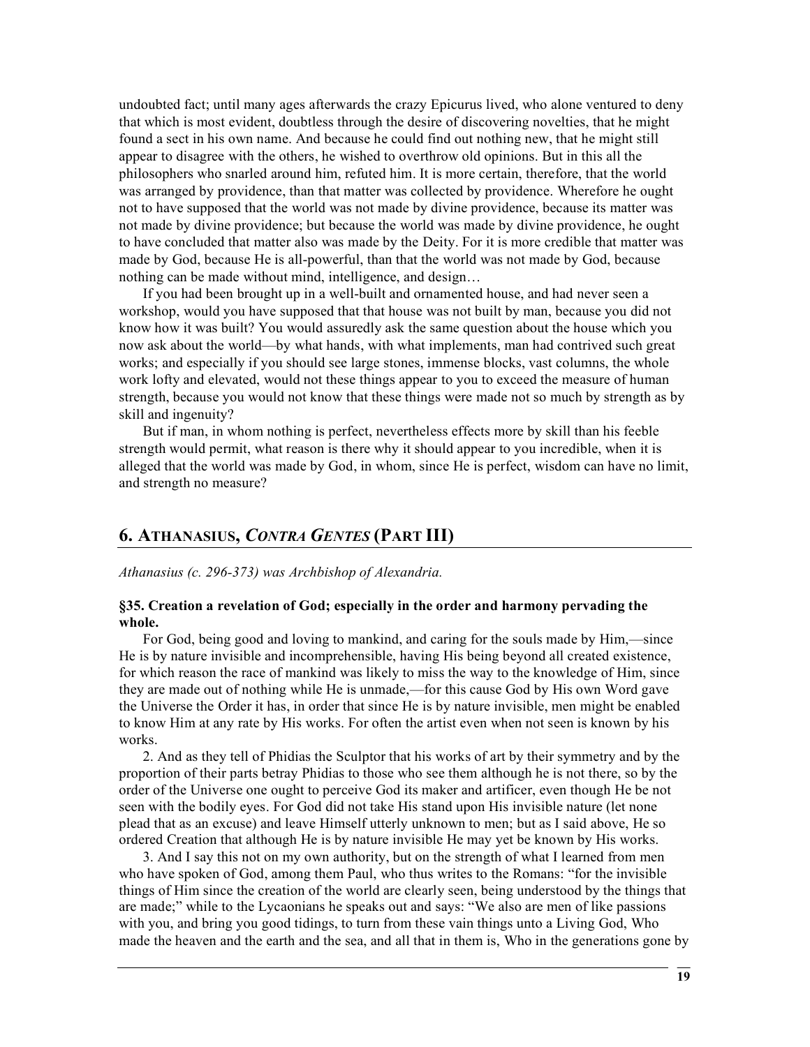undoubted fact; until many ages afterwards the crazy Epicurus lived, who alone ventured to deny that which is most evident, doubtless through the desire of discovering novelties, that he might found a sect in his own name. And because he could find out nothing new, that he might still appear to disagree with the others, he wished to overthrow old opinions. But in this all the philosophers who snarled around him, refuted him. It is more certain, therefore, that the world was arranged by providence, than that matter was collected by providence. Wherefore he ought not to have supposed that the world was not made by divine providence, because its matter was not made by divine providence; but because the world was made by divine providence, he ought to have concluded that matter also was made by the Deity. For it is more credible that matter was made by God, because He is all-powerful, than that the world was not made by God, because nothing can be made without mind, intelligence, and design…

If you had been brought up in a well-built and ornamented house, and had never seen a workshop, would you have supposed that that house was not built by man, because you did not know how it was built? You would assuredly ask the same question about the house which you now ask about the world—by what hands, with what implements, man had contrived such great works; and especially if you should see large stones, immense blocks, vast columns, the whole work lofty and elevated, would not these things appear to you to exceed the measure of human strength, because you would not know that these things were made not so much by strength as by skill and ingenuity?

But if man, in whom nothing is perfect, nevertheless effects more by skill than his feeble strength would permit, what reason is there why it should appear to you incredible, when it is alleged that the world was made by God, in whom, since He is perfect, wisdom can have no limit, and strength no measure?

## 6. Athanasius, *Contra Gentes* (Part III)

*Athanasius (c. 296-373) was Archbishop of Alexandria.*

**§35. Creation a revelation of God; especially in the order and harmony pervading the whole.**

For God, being good and loving to mankind, and caring for the souls made by Him,—since He is by nature invisible and incomprehensible, having His being beyond all created existence, for which reason the race of mankind was likely to miss the way to the knowledge of Him, since they are made out of nothing while He is unmade,—for this cause God by His own Word gave the Universe the Order it has, in order that since He is by nature invisible, men might be enabled to know Him at any rate by His works. For often the artist even when not seen is known by his works.

2. And as they tell of Phidias the Sculptor that his works of art by their symmetry and by the proportion of their parts betray Phidias to those who see them although he is not there, so by the order of the Universe one ought to perceive God its maker and artificer, even though He be not seen with the bodily eyes. For God did not take His stand upon His invisible nature (let none plead that as an excuse) and leave Himself utterly unknown to men; but as I said above, He so ordered Creation that although He is by nature invisible He may yet be known by His works.

3. And I say this not on my own authority, but on the strength of what I learned from men who have spoken of God, among them Paul, who thus writes to the Romans: “for the invisible things of Him since the creation of the world are clearly seen, being understood by the things that are made;” while to the Lycaonians he speaks out and says: “We also are men of like passions with you, and bring you good tidings, to turn from these vain things unto a Living God, Who made the heaven and the earth and the sea, and all that in them is, Who in the generations gone by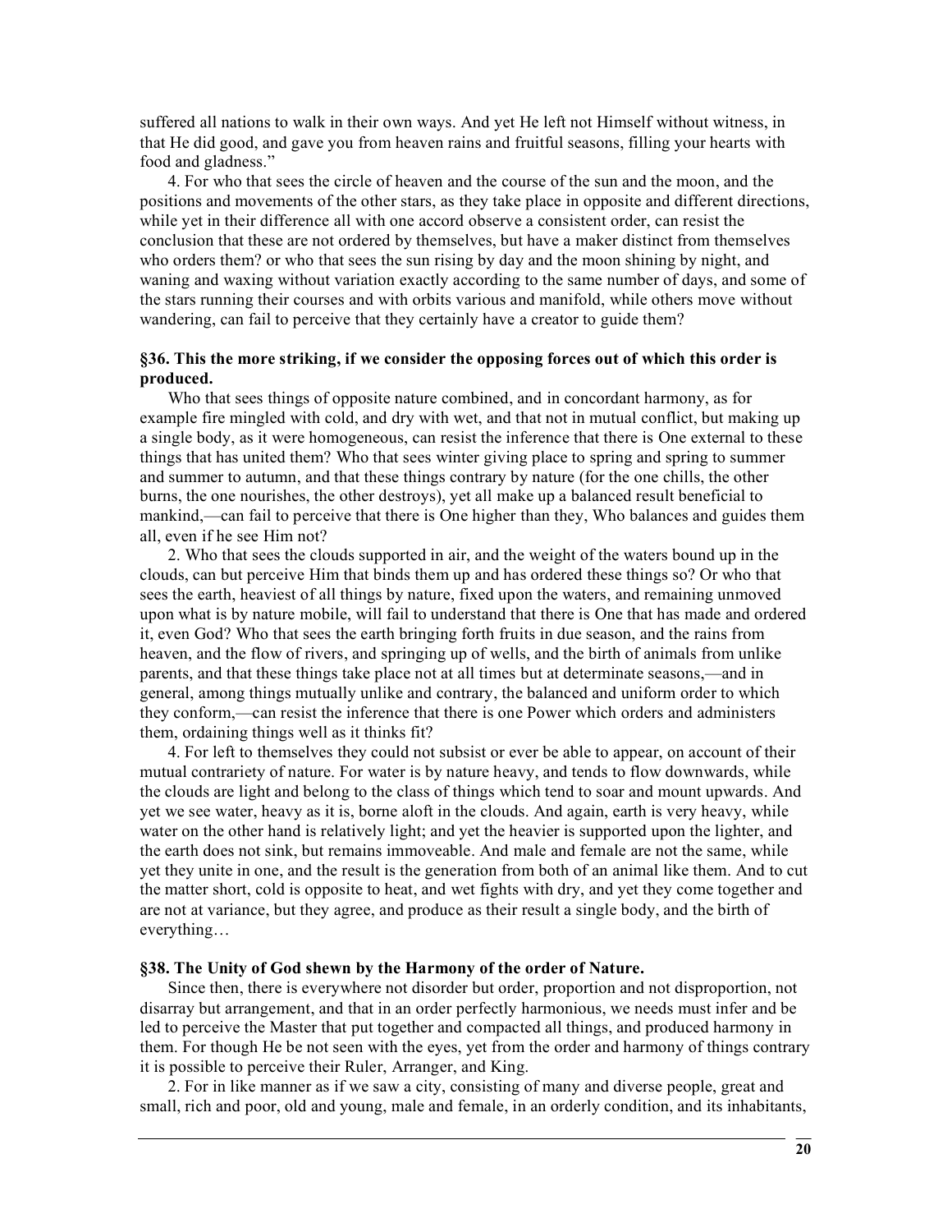suffered all nations to walk in their own ways. And yet He left not Himself without witness, in that He did good, and gave you from heaven rains and fruitful seasons, filling your hearts with food and gladness."

4. For who that sees the circle of heaven and the course of the sun and the moon, and the positions and movements of the other stars, as they take place in opposite and different directions, while yet in their difference all with one accord observe a consistent order, can resist the conclusion that these are not ordered by themselves, but have a maker distinct from themselves who orders them? or who that sees the sun rising by day and the moon shining by night, and waning and waxing without variation exactly according to the same number of days, and some of the stars running their courses and with orbits various and manifold, while others move without wandering, can fail to perceive that they certainly have a creator to guide them?

### §36. This the more striking, if we consider the opposing forces out of which this order is produced.

Who that sees things of opposite nature combined, and in concordant harmony, as for example fire mingled with cold, and dry with wet, and that not in mutual conflict, but making up a single body, as it were homogeneous, can resist the inference that there is One external to these things that has united them? Who that sees winter giving place to spring and spring to summer and summer to autumn, and that these things contrary by nature (for the one chills, the other burns, the one nourishes, the other destroys), yet all make up a balanced result beneficial to mankind,—can fail to perceive that there is One higher than they, Who balances and guides them all, even if he see Him not?

2. Who that sees the clouds supported in air, and the weight of the waters bound up in the clouds, can but perceive Him that binds them up and has ordered these things so? Or who that sees the earth, heaviest of all things by nature, fixed upon the waters, and remaining unmoved upon what is by nature mobile, will fail to understand that there is One that has made and ordered it, even God? Who that sees the earth bringing forth fruits in due season, and the rains from heaven, and the flow of rivers, and springing up of wells, and the birth of animals from unlike parents, and that these things take place not at all times but at determinate seasons,—and in general, among things mutually unlike and contrary, the balanced and uniform order to which they conform,—can resist the inference that there is one Power which orders and administers them, ordaining things well as it thinks fit?

4. For left to themselves they could not subsist or ever be able to appear, on account of their mutual contrariety of nature. For water is by nature heavy, and tends to flow downwards, while the clouds are light and belong to the class of things which tend to soar and mount upwards. And yet we see water, heavy as it is, borne aloft in the clouds. And again, earth is very heavy, while water on the other hand is relatively light; and yet the heavier is supported upon the lighter, and the earth does not sink, but remains immoveable. And male and female are not the same, while yet they unite in one, and the result is the generation from both of an animal like them. And to cut the matter short, cold is opposite to heat, and wet fights with dry, and yet they come together and are not at variance, but they agree, and produce as their result a single body, and the birth of everything…

### §38. The Unity of God shewn by the Harmony of the order of Nature.

Since then, there is everywhere not disorder but order, proportion and not disproportion, not disarray but arrangement, and that in an order perfectly harmonious, we needs must infer and be led to perceive the Master that put together and compacted all things, and produced harmony in them. For though He be not seen with the eyes, yet from the order and harmony of things contrary it is possible to perceive their Ruler, Arranger, and King.

2. For in like manner as if we saw a city, consisting of many and diverse people, great and small, rich and poor, old and young, male and female, in an orderly condition, and its inhabitants,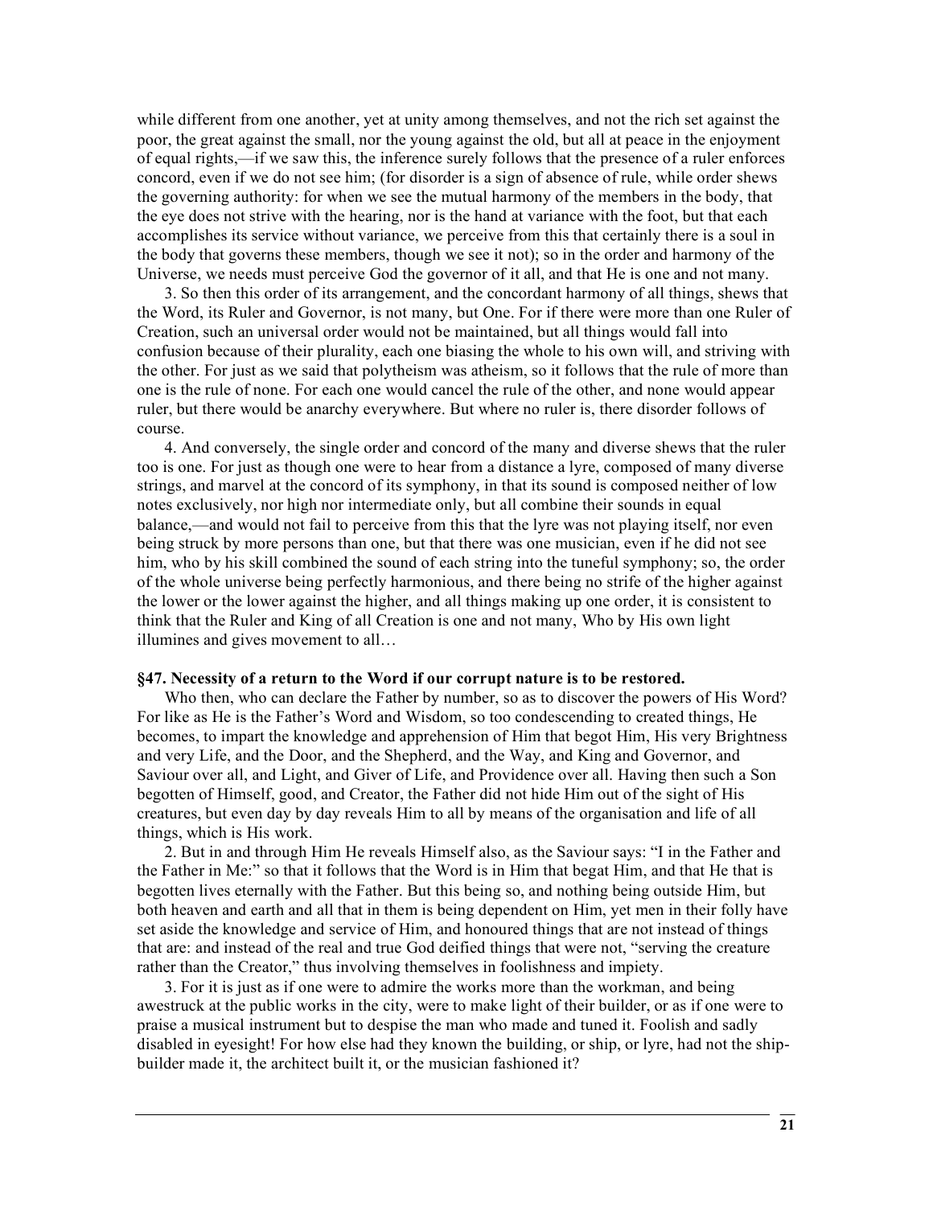while different from one another, yet at unity among themselves, and not the rich set against the poor, the great against the small, nor the young against the old, but all at peace in the enjoyment of equal rights,—if we saw this, the inference surely follows that the presence of a ruler enforces concord, even if we do not see him; (for disorder is a sign of absence of rule, while order shews the governing authority: for when we see the mutual harmony of the members in the body, that the eye does not strive with the hearing, nor is the hand at variance with the foot, but that each accomplishes its service without variance, we perceive from this that certainly there is a soul in the body that governs these members, though we see it not); so in the order and harmony of the Universe, we needs must perceive God the governor of it all, and that He is one and not many.

3. So then this order of its arrangement, and the concordant harmony of all things, shews that the Word, its Ruler and Governor, is not many, but One. For if there were more than one Ruler of Creation, such an universal order would not be maintained, but all things would fall into confusion because of their plurality, each one biasing the whole to his own will, and striving with the other. For just as we said that polytheism was atheism, so it follows that the rule of more than one is the rule of none. For each one would cancel the rule of the other, and none would appear ruler, but there would be anarchy everywhere. But where no ruler is, there disorder follows of course.

4. And conversely, the single order and concord of the many and diverse shews that the ruler too is one. For just as though one were to hear from a distance a lyre, composed of many diverse strings, and marvel at the concord of its symphony, in that its sound is composed neither of low notes exclusively, nor high nor intermediate only, but all combine their sounds in equal balance,—and would not fail to perceive from this that the lyre was not playing itself, nor even being struck by more persons than one, but that there was one musician, even if he did not see him, who by his skill combined the sound of each string into the tuneful symphony; so, the order of the whole universe being perfectly harmonious, and there being no strife of the higher against the lower or the lower against the higher, and all things making up one order, it is consistent to think that the Ruler and King of all Creation is one and not many, Who by His own light illumines and gives movement to all…

**§47. Necessity of a return to the Word if our corrupt nature is to be restored.**

Who then, who can declare the Father by number, so as to discover the powers of His Word? For like as He is the Father's Word and Wisdom, so too condescending to created things, He becomes, to impart the knowledge and apprehension of Him that begot Him, His very Brightness and very Life, and the Door, and the Shepherd, and the Way, and King and Governor, and Saviour over all, and Light, and Giver of Life, and Providence over all. Having then such a Son begotten of Himself, good, and Creator, the Father did not hide Him out of the sight of His creatures, but even day by day reveals Him to all by means of the organisation and life of all things, which is His work.

2. But in and through Him He reveals Himself also, as the Saviour says: "I in the Father and the Father in Me:" so that it follows that the Word is in Him that begat Him, and that He that is begotten lives eternally with the Father. But this being so, and nothing being outside Him, but both heaven and earth and all that in them is being dependent on Him, yet men in their folly have set aside the knowledge and service of Him, and honoured things that are not instead of things that are: and instead of the real and true God deified things that were not, "serving the creature rather than the Creator," thus involving themselves in foolishness and impiety.

3. For it is just as if one were to admire the works more than the workman, and being awestruck at the public works in the city, were to make light of their builder, or as if one were to praise a musical instrument but to despise the man who made and tuned it. Foolish and sadly disabled in eyesight! For how else had they known the building, or ship, or lyre, had not the ship-builder made it, the architect built it, or the musician fashioned it?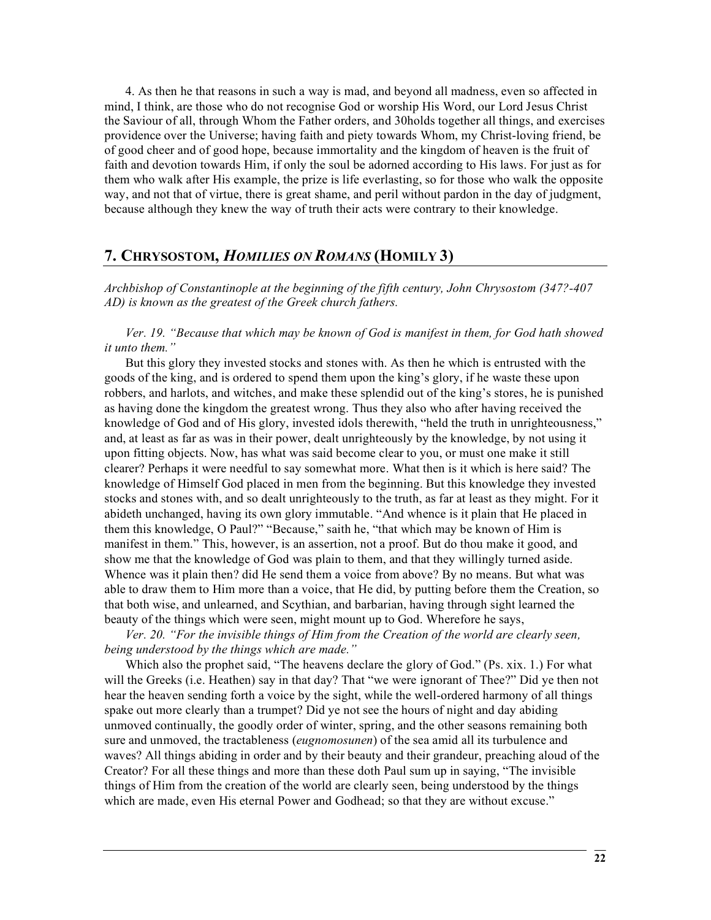4. As then he that reasons in such a way is mad, and beyond all madness, even so affected in mind, I think, are those who do not recognise God or worship His Word, our Lord Jesus Christ the Saviour of all, through Whom the Father orders, and 30holds together all things, and exercises providence over the Universe; having faith and piety towards Whom, my Christ-loving friend, be of good cheer and of good hope, because immortality and the kingdom of heaven is the fruit of faith and devotion towards Him, if only the soul be adorned according to His laws. For just as for them who walk after His example, the prize is life everlasting, so for those who walk the opposite way, and not that of virtue, there is great shame, and peril without pardon in the day of judgment, because although they knew the way of truth their acts were contrary to their knowledge.

## 7. Chrysostom, *Homilies on Romans* (Homily 3)

*Archbishop of Constantinople at the beginning of the fifth century, John Chrysostom (347?-407 AD) is known as the greatest of the Greek church fathers.*

*Ver. 19. "Because that which may be known of God is manifest in them, for God hath showed it unto them."*

But this glory they invested stocks and stones with. As then he which is entrusted with the goods of the king, and is ordered to spend them upon the king's glory, if he waste these upon robbers, and harlots, and witches, and make these splendid out of the king's stores, he is punished as having done the kingdom the greatest wrong. Thus they also who after having received the knowledge of God and of His glory, invested idols therewith, "held the truth in unrighteousness," and, at least as far as was in their power, dealt unrighteously by the knowledge, by not using it upon fitting objects. Now, has what was said become clear to you, or must one make it still clearer? Perhaps it were needful to say somewhat more. What then is it which is here said? The knowledge of Himself God placed in men from the beginning. But this knowledge they invested stocks and stones with, and so dealt unrighteously to the truth, as far at least as they might. For it abideth unchanged, having its own glory immutable. "And whence is it plain that He placed in them this knowledge, O Paul?" "Because," saith he, "that which may be known of Him is manifest in them." This, however, is an assertion, not a proof. But do thou make it good, and show me that the knowledge of God was plain to them, and that they willingly turned aside. Whence was it plain then? did He send them a voice from above? By no means. But what was able to draw them to Him more than a voice, that He did, by putting before them the Creation, so that both wise, and unlearned, and Scythian, and barbarian, having through sight learned the beauty of the things which were seen, might mount up to God. Wherefore he says,

*Ver. 20. "For the invisible things of Him from the Creation of the world are clearly seen, being understood by the things which are made."*

Which also the prophet said, "The heavens declare the glory of God." (Ps. xix. 1.) For what will the Greeks (i.e. Heathen) say in that day? That "we were ignorant of Thee?" Did ye then not hear the heaven sending forth a voice by the sight, while the well-ordered harmony of all things spake out more clearly than a trumpet? Did ye not see the hours of night and day abiding unmoved continually, the goodly order of winter, spring, and the other seasons remaining both sure and unmoved, the tractableness (*eugnomosunen*) of the sea amid all its turbulence and waves? All things abiding in order and by their beauty and their grandeur, preaching aloud of the Creator? For all these things and more than these doth Paul sum up in saying, "The invisible things of Him from the creation of the world are clearly seen, being understood by the things which are made, even His eternal Power and Godhead; so that they are without excuse."